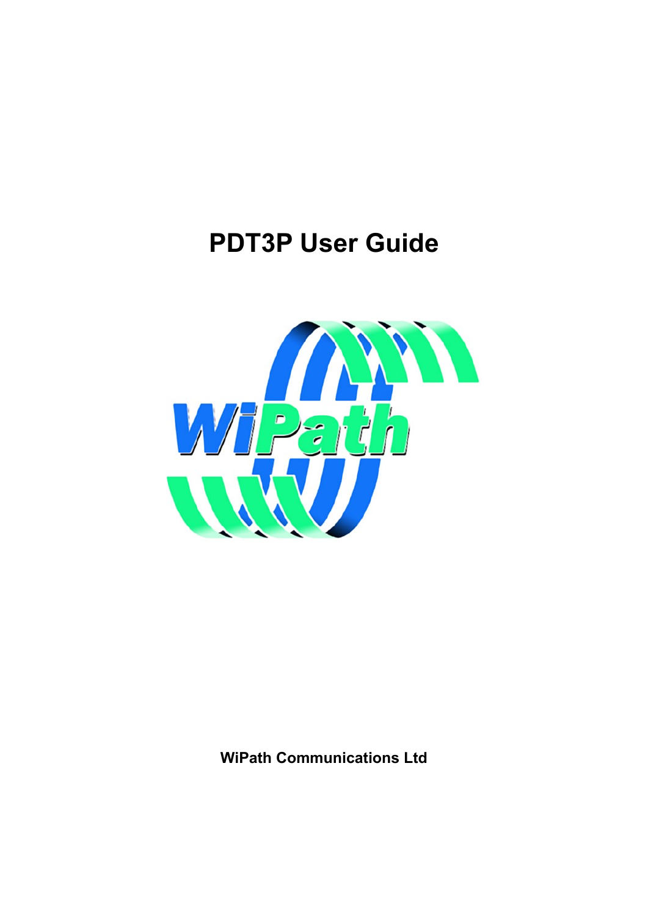# PDT3P User Guide

**WiPath Communications Ltd**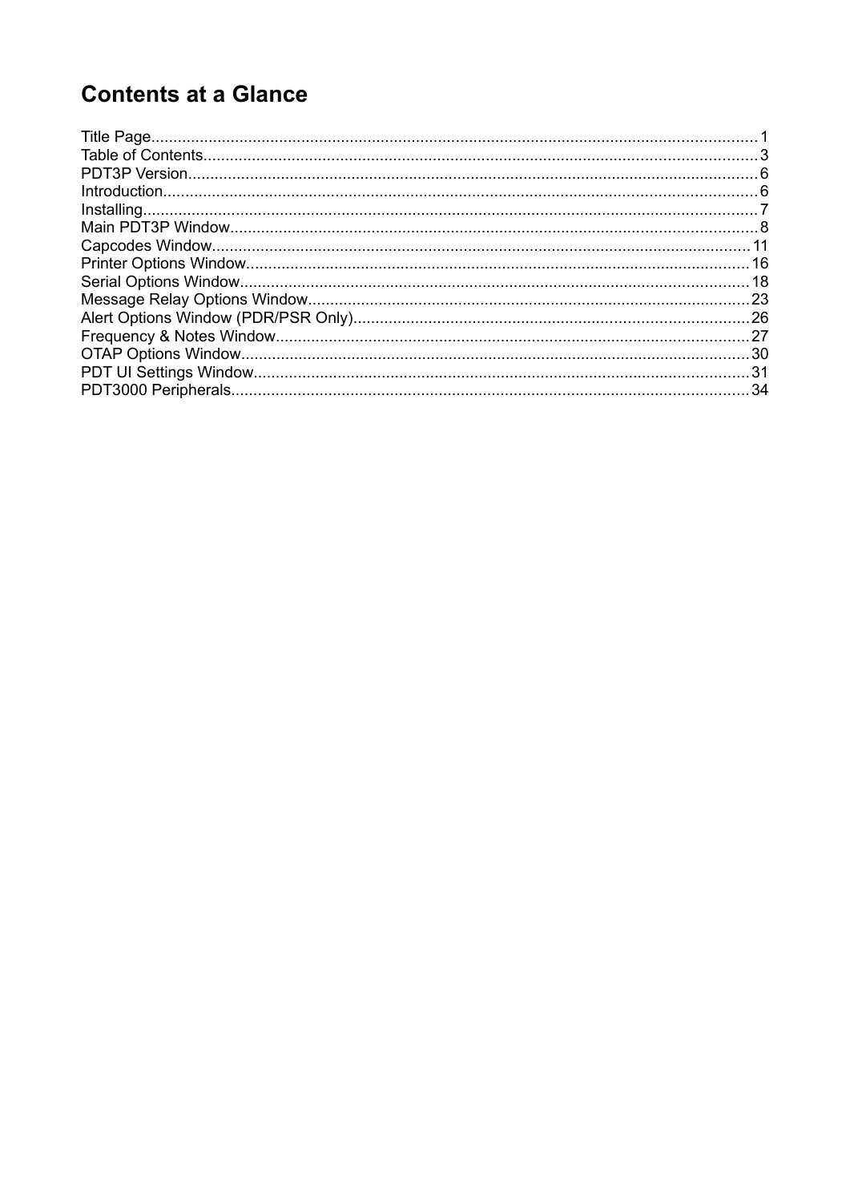# Contents at a Glance

Title Page........................................................................................................................................1
Table of Contents..............................................................................................................................3
PDT3P Version..................................................................................................................................6
Introduction.......................................................................................................................................6
Installing............................................................................................................................................7
Main PDT3P Window........................................................................................................................8
Capcodes Window..........................................................................................................................11
Printer Options Window..................................................................................................................16
Serial Options Window...................................................................................................................18
Message Relay Options Window....................................................................................................23
Alert Options Window (PDR/PSR Only).........................................................................................26
Frequency & Notes Window...........................................................................................................27
OTAP Options Window...................................................................................................................30
PDT UI Settings Window................................................................................................................31
PDT3000 Peripherals.....................................................................................................................34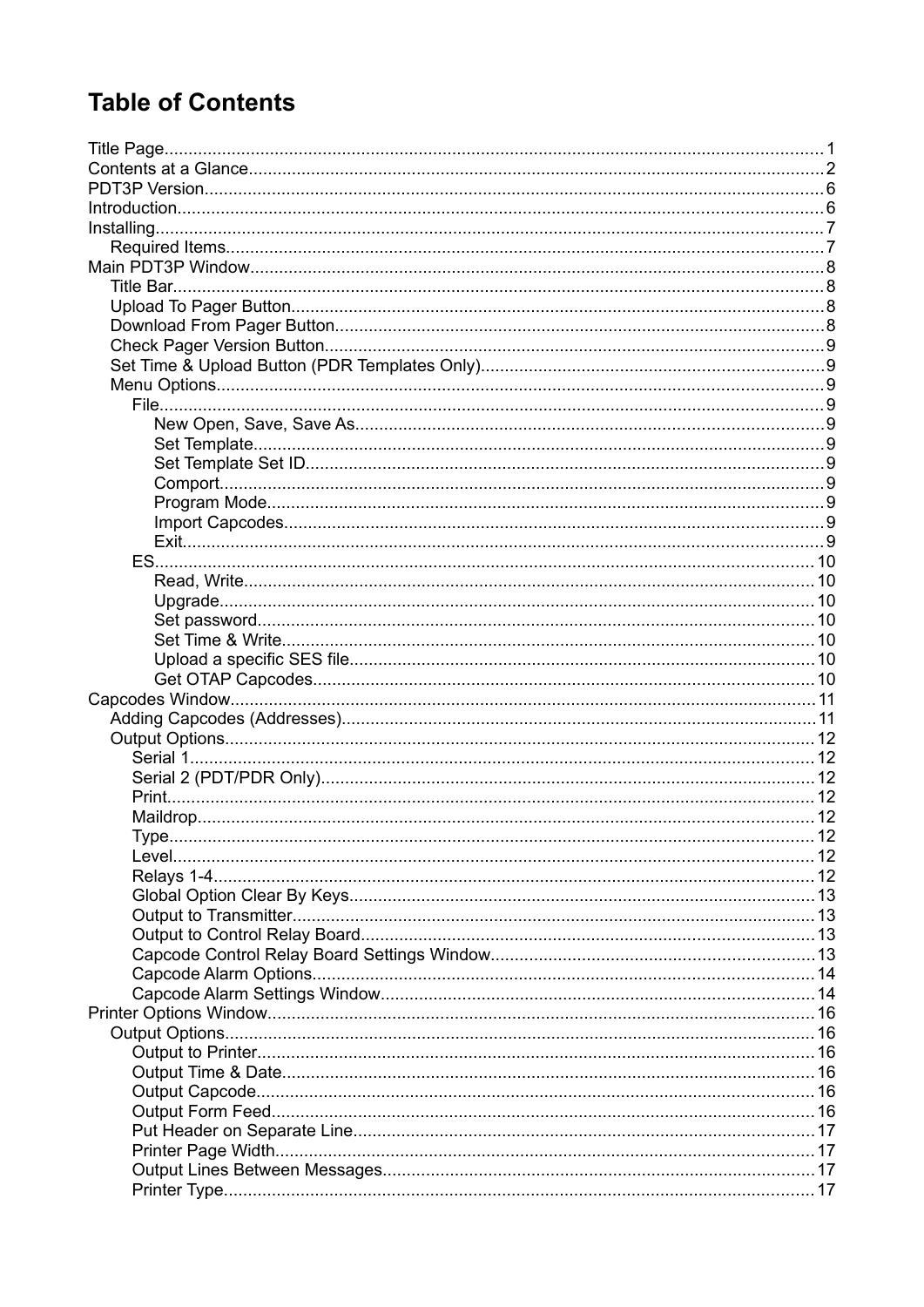# Table of Contents

- Title Page....1
- Contents at a Glance....2
- PDT3P Version....6
- Introduction....6
- Installing....7
  - Required Items....7
- Main PDT3P Window....8
  - Title Bar....8
  - Upload To Pager Button....8
  - Download From Pager Button....8
  - Check Pager Version Button....9
  - Set Time & Upload Button (PDR Templates Only)....9
  - Menu Options....9
    - File....9
      - New Open, Save, Save As....9
      - Set Template....9
      - Set Template Set ID....9
      - Comport....9
      - Program Mode....9
      - Import Capcodes....9
      - Exit....9
    - ES....10
      - Read, Write....10
      - Upgrade....10
      - Set password....10
      - Set Time & Write....10
      - Upload a specific SES file....10
      - Get OTAP Capcodes....10
- Capcodes Window....11
  - Adding Capcodes (Addresses)....11
  - Output Options....12
    - Serial 1....12
    - Serial 2 (PDT/PDR Only)....12
    - Print....12
    - Maildrop....12
    - Type....12
    - Level....12
    - Relays 1-4....12
    - Global Option Clear By Keys....13
    - Output to Transmitter....13
    - Output to Control Relay Board....13
    - Capcode Control Relay Board Settings Window....13
    - Capcode Alarm Options....14
    - Capcode Alarm Settings Window....14
- Printer Options Window....16
  - Output Options....16
    - Output to Printer....16
    - Output Time & Date....16
    - Output Capcode....16
    - Output Form Feed....16
    - Put Header on Separate Line....17
    - Printer Page Width....17
    - Output Lines Between Messages....17
    - Printer Type....17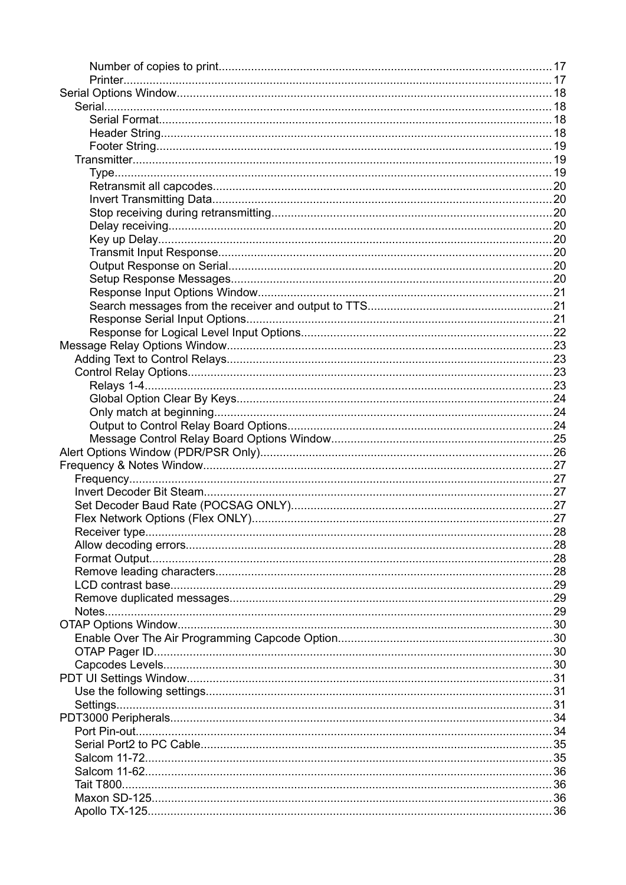- Number of copies to print..................................................................17
- Printer..................................................................17

Serial Options Window..................................................................18

- Serial..................................................................18
  - Serial Format..................................................................18
  - Header String..................................................................18
  - Footer String..................................................................19
- Transmitter..................................................................19
  - Type..................................................................19
  - Retransmit all capcodes..................................................................20
  - Invert Transmitting Data..................................................................20
  - Stop receiving during retransmitting..................................................................20
  - Delay receiving..................................................................20
  - Key up Delay..................................................................20
  - Transmit Input Response..................................................................20
  - Output Response on Serial..................................................................20
  - Setup Response Messages..................................................................20
  - Response Input Options Window..................................................................21
  - Search messages from the receiver and output to TTS..................................................................21
  - Response Serial Input Options..................................................................21
  - Response for Logical Level Input Options..................................................................22

Message Relay Options Window..................................................................23

- Adding Text to Control Relays..................................................................23
- Control Relay Options..................................................................23
  - Relays 1-4..................................................................23
  - Global Option Clear By Keys..................................................................24
  - Only match at beginning..................................................................24
  - Output to Control Relay Board Options..................................................................24
  - Message Control Relay Board Options Window..................................................................25

Alert Options Window (PDR/PSR Only)..................................................................26

Frequency & Notes Window..................................................................27

- Frequency..................................................................27
- Invert Decoder Bit Steam..................................................................27
- Set Decoder Baud Rate (POCSAG ONLY)..................................................................27
- Flex Network Options (Flex ONLY)..................................................................27
- Receiver type..................................................................28
- Allow decoding errors..................................................................28
- Format Output..................................................................28
- Remove leading characters..................................................................28
- LCD contrast base..................................................................29
- Remove duplicated messages..................................................................29
- Notes..................................................................29

OTAP Options Window..................................................................30

- Enable Over The Air Programming Capcode Option..................................................................30
- OTAP Pager ID..................................................................30
- Capcodes Levels..................................................................30

PDT UI Settings Window..................................................................31

- Use the following settings..................................................................31
- Settings..................................................................31

PDT3000 Peripherals..................................................................34

- Port Pin-out..................................................................34
- Serial Port2 to PC Cable..................................................................35
- Salcom 11-72..................................................................35
- Salcom 11-62..................................................................36
- Tait T800..................................................................36
- Maxon SD-125..................................................................36
- Apollo TX-125..................................................................36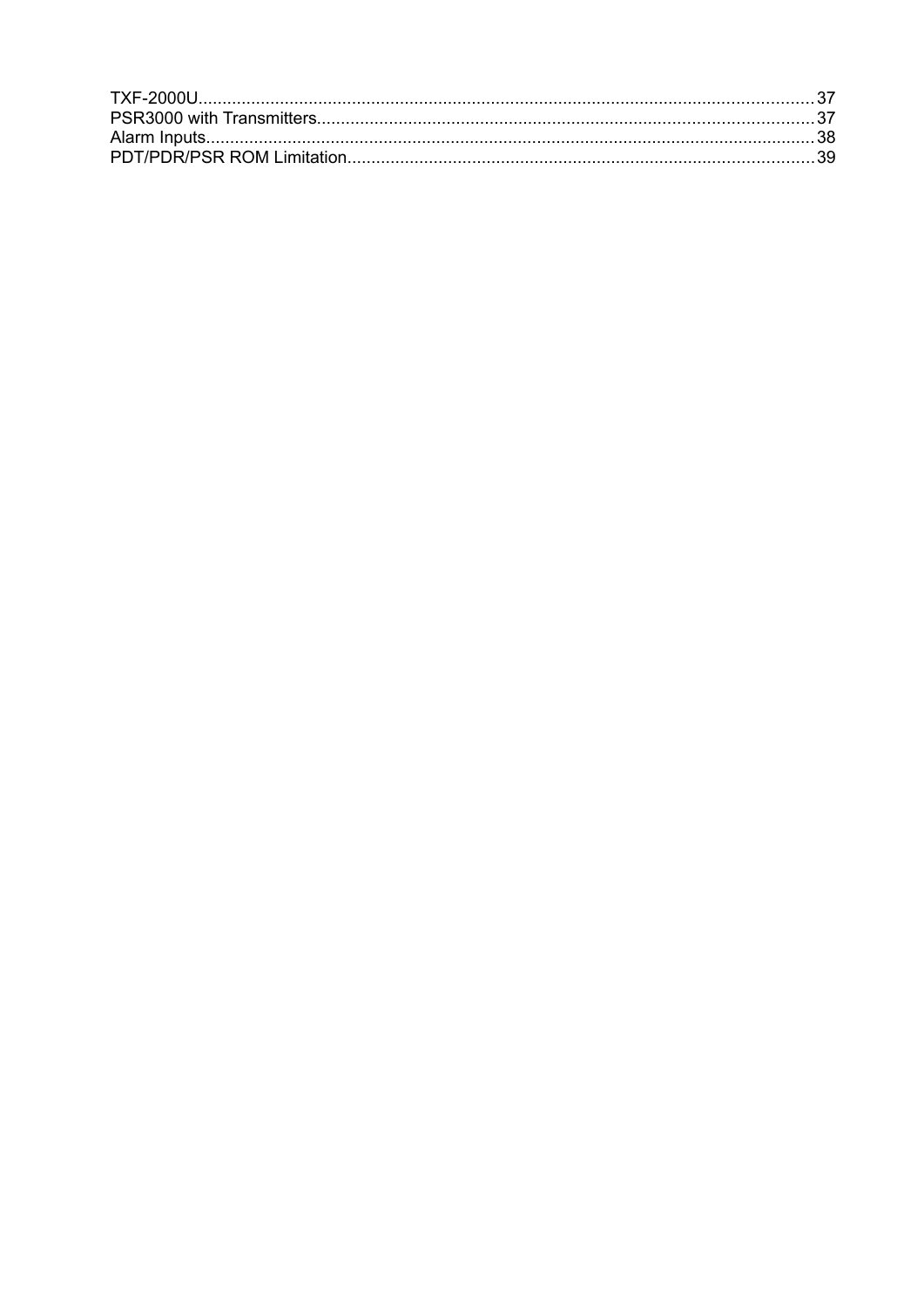TXF-2000U....................................................................................................................37
PSR3000 with Transmitters...................................................................................................37
Alarm Inputs..........................................................................................................................38
PDT/PDR/PSR ROM Limitation.............................................................................................39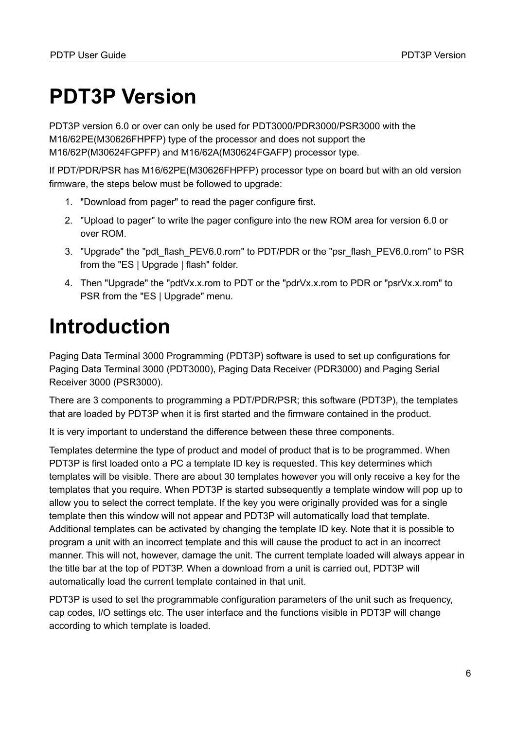# PDT3P Version

PDT3P version 6.0 or over can only be used for PDT3000/PDR3000/PSR3000 with the M16/62PE(M30626FHPFP) type of the processor and does not support the M16/62P(M30624FGPFP) and M16/62A(M30624FGAFP) processor type.

If PDT/PDR/PSR has M16/62PE(M30626FHPFP) processor type on board but with an old version firmware, the steps below must be followed to upgrade:

1. "Download from pager" to read the pager configure first.
2. "Upload to pager" to write the pager configure into the new ROM area for version 6.0 or over ROM.
3. "Upgrade" the "pdt_flash_PEV6.0.rom" to PDT/PDR or the "psr_flash_PEV6.0.rom" to PSR from the "ES | Upgrade | flash" folder.
4. Then "Upgrade" the "pdtVx.x.rom to PDT or the "pdrVx.x.rom to PDR or "psrVx.x.rom" to PSR from the "ES | Upgrade" menu.

# Introduction

Paging Data Terminal 3000 Programming (PDT3P) software is used to set up configurations for Paging Data Terminal 3000 (PDT3000), Paging Data Receiver (PDR3000) and Paging Serial Receiver 3000 (PSR3000).

There are 3 components to programming a PDT/PDR/PSR; this software (PDT3P), the templates that are loaded by PDT3P when it is first started and the firmware contained in the product.

It is very important to understand the difference between these three components.

Templates determine the type of product and model of product that is to be programmed. When PDT3P is first loaded onto a PC a template ID key is requested. This key determines which templates will be visible. There are about 30 templates however you will only receive a key for the templates that you require. When PDT3P is started subsequently a template window will pop up to allow you to select the correct template. If the key you were originally provided was for a single template then this window will not appear and PDT3P will automatically load that template. Additional templates can be activated by changing the template ID key. Note that it is possible to program a unit with an incorrect template and this will cause the product to act in an incorrect manner. This will not, however, damage the unit. The current template loaded will always appear in the title bar at the top of PDT3P. When a download from a unit is carried out, PDT3P will automatically load the current template contained in that unit.

PDT3P is used to set the programmable configuration parameters of the unit such as frequency, cap codes, I/O settings etc. The user interface and the functions visible in PDT3P will change according to which template is loaded.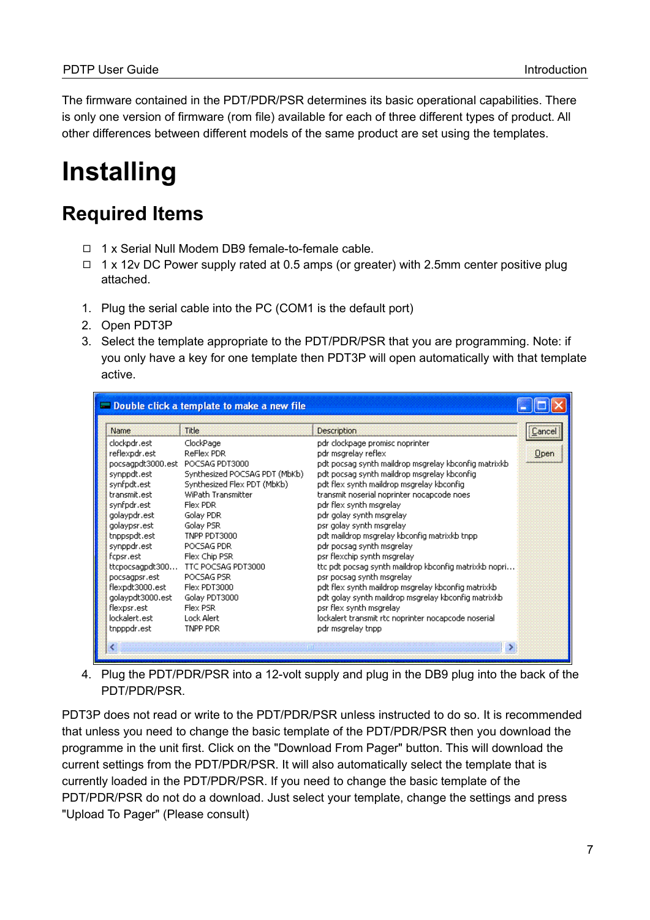The firmware contained in the PDT/PDR/PSR determines its basic operational capabilities. There is only one version of firmware (rom file) available for each of three different types of product. All other differences between different models of the same product are set using the templates.

# Installing

## Required Items

- ☐ 1 x Serial Null Modem DB9 female-to-female cable.
- ☐ 1 x 12v DC Power supply rated at 0.5 amps (or greater) with 2.5mm center positive plug attached.

1. Plug the serial cable into the PC (COM1 is the default port)
2. Open PDT3P
3. Select the template appropriate to the PDT/PDR/PSR that you are programming. Note: if you only have a key for one template then PDT3P will open automatically with that template active.

**Double click a template to make a new file**

| Name | Title | Description |
|---|---|---|
| clockpdr.est | ClockPage | pdr clockpage promisc noprinter |
| reflexpdr.est | ReFlex PDR | pdr msgrelay reflex |
| pocsagpdt3000.est | POCSAG PDT3000 | pdt pocsag synth maildrop msgrelay kbconfig matrixkb |
| synppdt.est | Synthesized POCSAG PDT (MbKb) | pdt pocsag synth maildrop msgrelay kbconfig |
| synfpdt.est | Synthesized Flex PDT (MbKb) | pdt flex synth maildrop msgrelay kbconfig |
| transmit.est | WiPath Transmitter | transmit noserial noprinter nocapcode noes |
| synfpdr.est | Flex PDR | pdr flex synth msgrelay |
| golaypdr.est | Golay PDR | pdr golay synth msgrelay |
| golaypsr.est | Golay PSR | psr golay synth msgrelay |
| tnppspdt.est | TNPP PDT3000 | pdt maildrop msgrelay kbconfig matrixkb tnpp |
| synppdr.est | POCSAG PDR | pdr pocsag synth msgrelay |
| fcpsr.est | Flex Chip PSR | psr flexchip synth msgrelay |
| ttcpocsagpdt300... | TTC POCSAG PDT3000 | ttc pdt pocsag synth maildrop kbconfig matrixkb nopri... |
| pocsagpsr.est | POCSAG PSR | psr pocsag synth msgrelay |
| flexpdt3000.est | Flex PDT3000 | pdt flex synth maildrop msgrelay kbconfig matrixkb |
| golaypdt3000.est | Golay PDT3000 | pdt golay synth maildrop msgrelay kbconfig matrixkb |
| flexpsr.est | Flex PSR | psr flex synth msgrelay |
| lockalert.est | Lock Alert | lockalert transmit rtc noprinter nocapcode noserial |
| tnpppdr.est | TNPP PDR | pdr msgrelay tnpp |

4. Plug the PDT/PDR/PSR into a 12-volt supply and plug in the DB9 plug into the back of the PDT/PDR/PSR.

PDT3P does not read or write to the PDT/PDR/PSR unless instructed to do so. It is recommended that unless you need to change the basic template of the PDT/PDR/PSR then you download the programme in the unit first. Click on the "Download From Pager" button. This will download the current settings from the PDT/PDR/PSR. It will also automatically select the template that is currently loaded in the PDT/PDR/PSR. If you need to change the basic template of the PDT/PDR/PSR do not do a download. Just select your template, change the settings and press "Upload To Pager" (Please consult)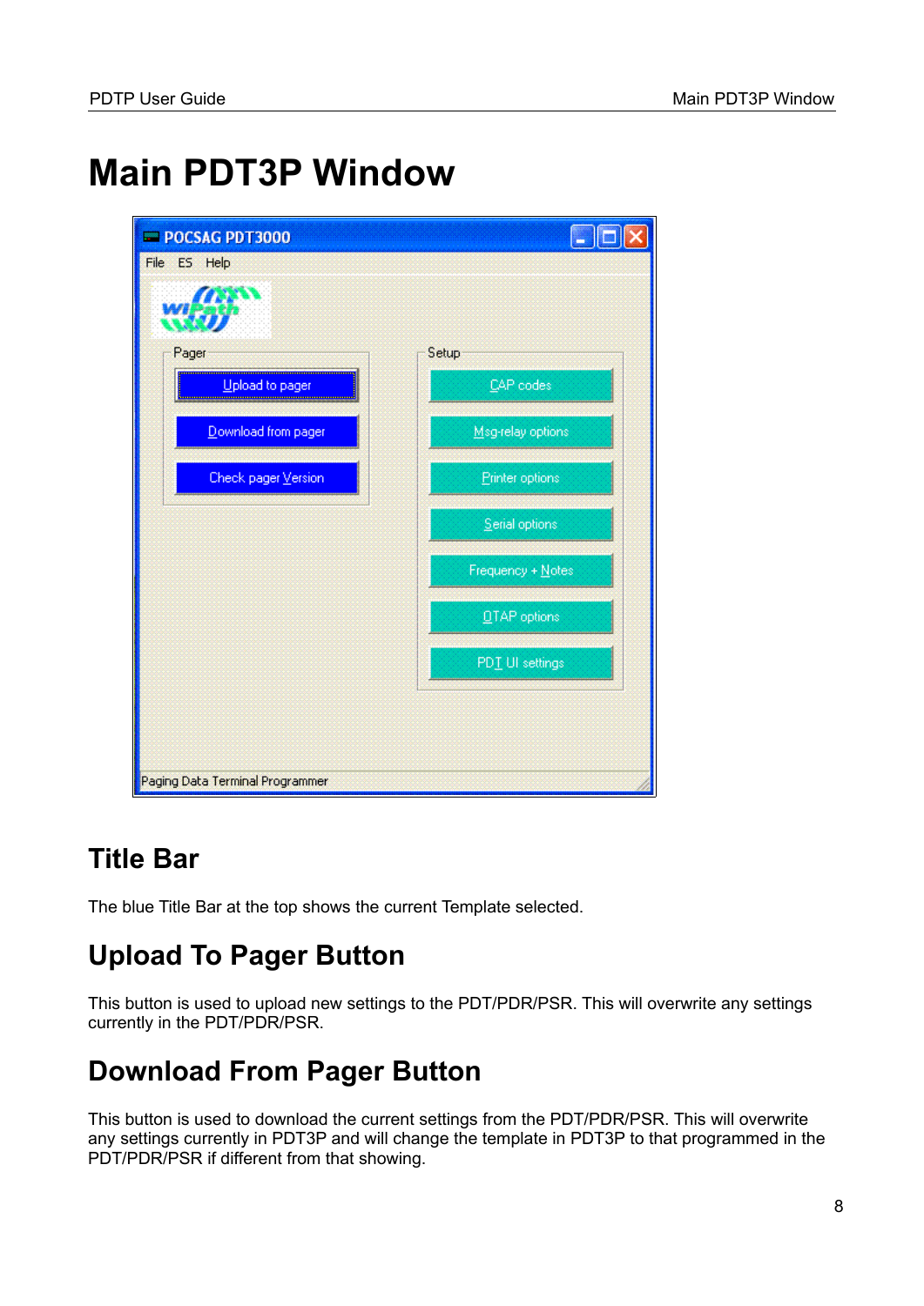# Main PDT3P Window

## Title Bar

The blue Title Bar at the top shows the current Template selected.

## Upload To Pager Button

This button is used to upload new settings to the PDT/PDR/PSR. This will overwrite any settings currently in the PDT/PDR/PSR.

## Download From Pager Button

This button is used to download the current settings from the PDT/PDR/PSR. This will overwrite any settings currently in PDT3P and will change the template in PDT3P to that programmed in the PDT/PDR/PSR if different from that showing.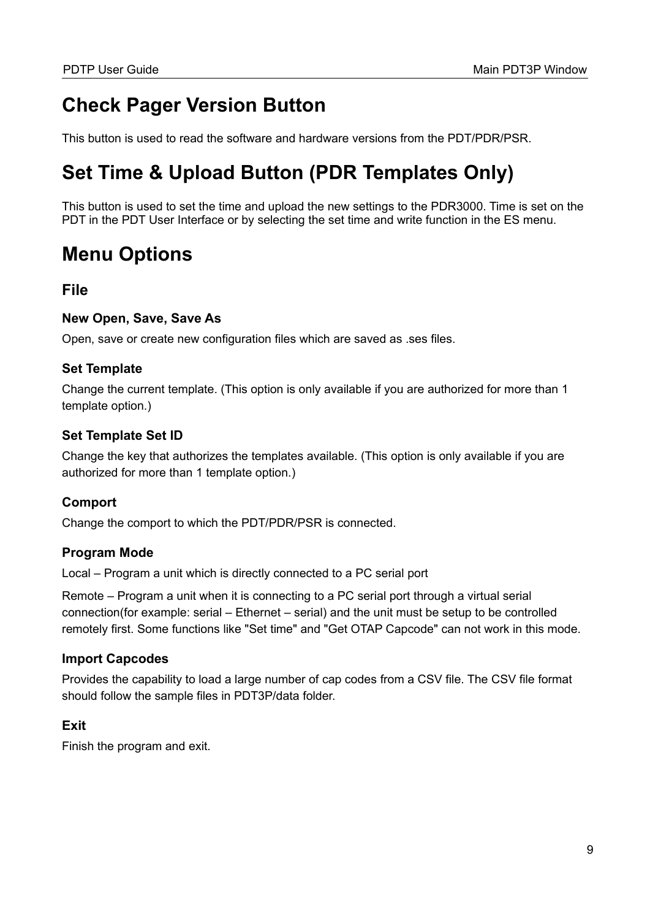# Check Pager Version Button

This button is used to read the software and hardware versions from the PDT/PDR/PSR.

# Set Time & Upload Button (PDR Templates Only)

This button is used to set the time and upload the new settings to the PDR3000. Time is set on the PDT in the PDT User Interface or by selecting the set time and write function in the ES menu.

# Menu Options

## File

### New Open, Save, Save As

Open, save or create new configuration files which are saved as .ses files.

### Set Template

Change the current template. (This option is only available if you are authorized for more than 1 template option.)

### Set Template Set ID

Change the key that authorizes the templates available. (This option is only available if you are authorized for more than 1 template option.)

### Comport

Change the comport to which the PDT/PDR/PSR is connected.

### Program Mode

Local – Program a unit which is directly connected to a PC serial port

Remote – Program a unit when it is connecting to a PC serial port through a virtual serial connection(for example: serial – Ethernet – serial) and the unit must be setup to be controlled remotely first. Some functions like "Set time" and "Get OTAP Capcode" can not work in this mode.

### Import Capcodes

Provides the capability to load a large number of cap codes from a CSV file. The CSV file format should follow the sample files in PDT3P/data folder.

### Exit

Finish the program and exit.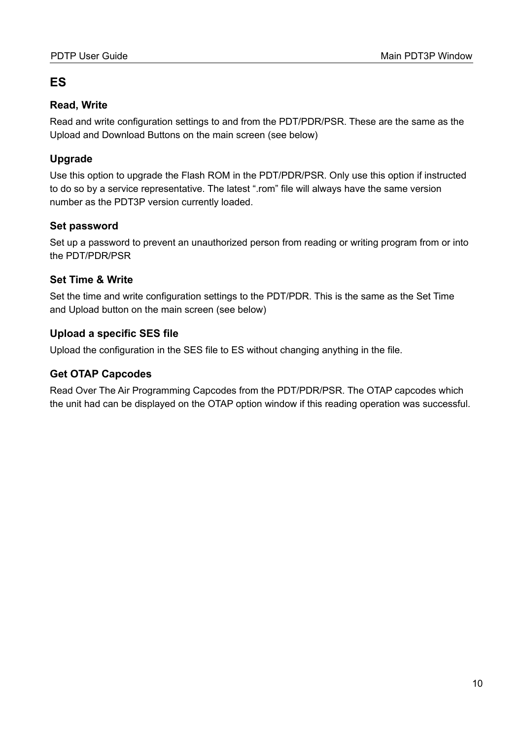## ES

### Read, Write

Read and write configuration settings to and from the PDT/PDR/PSR. These are the same as the Upload and Download Buttons on the main screen (see below)

### Upgrade

Use this option to upgrade the Flash ROM in the PDT/PDR/PSR. Only use this option if instructed to do so by a service representative. The latest ".rom" file will always have the same version number as the PDT3P version currently loaded.

### Set password

Set up a password to prevent an unauthorized person from reading or writing program from or into the PDT/PDR/PSR

### Set Time & Write

Set the time and write configuration settings to the PDT/PDR. This is the same as the Set Time and Upload button on the main screen (see below)

### Upload a specific SES file

Upload the configuration in the SES file to ES without changing anything in the file.

### Get OTAP Capcodes

Read Over The Air Programming Capcodes from the PDT/PDR/PSR. The OTAP capcodes which the unit had can be displayed on the OTAP option window if this reading operation was successful.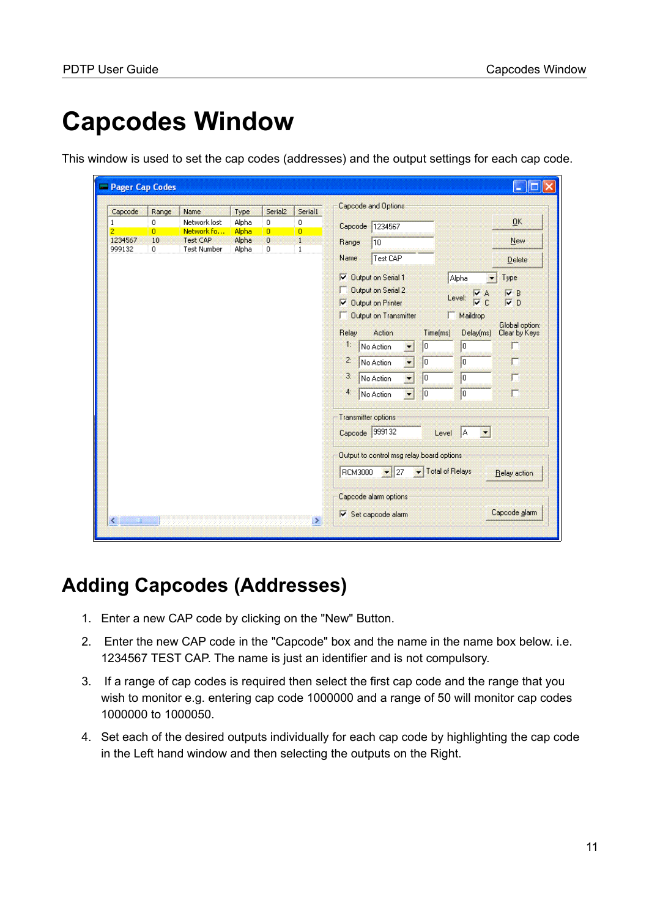# Capcodes Window

This window is used to set the cap codes (addresses) and the output settings for each cap code.

## Adding Capcodes (Addresses)

1. Enter a new CAP code by clicking on the "New" Button.
2. Enter the new CAP code in the "Capcode" box and the name in the name box below. i.e. 1234567 TEST CAP. The name is just an identifier and is not compulsory.
3. If a range of cap codes is required then select the first cap code and the range that you wish to monitor e.g. entering cap code 1000000 and a range of 50 will monitor cap codes 1000000 to 1000050.
4. Set each of the desired outputs individually for each cap code by highlighting the cap code in the Left hand window and then selecting the outputs on the Right.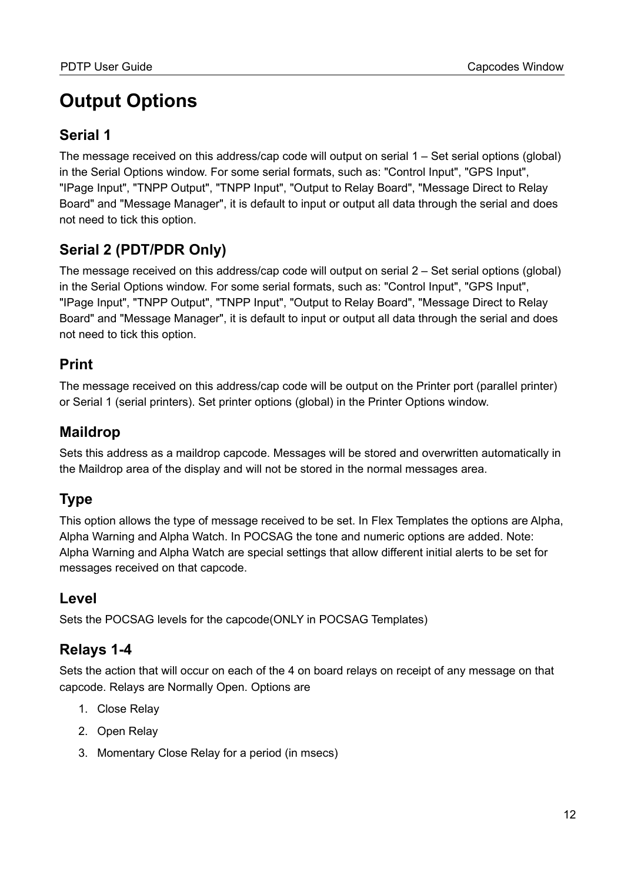# Output Options

## Serial 1

The message received on this address/cap code will output on serial 1 – Set serial options (global) in the Serial Options window. For some serial formats, such as: "Control Input", "GPS Input", "IPage Input", "TNPP Output", "TNPP Input", "Output to Relay Board", "Message Direct to Relay Board" and "Message Manager", it is default to input or output all data through the serial and does not need to tick this option.

## Serial 2 (PDT/PDR Only)

The message received on this address/cap code will output on serial 2 – Set serial options (global) in the Serial Options window. For some serial formats, such as: "Control Input", "GPS Input", "IPage Input", "TNPP Output", "TNPP Input", "Output to Relay Board", "Message Direct to Relay Board" and "Message Manager", it is default to input or output all data through the serial and does not need to tick this option.

## Print

The message received on this address/cap code will be output on the Printer port (parallel printer) or Serial 1 (serial printers). Set printer options (global) in the Printer Options window.

## Maildrop

Sets this address as a maildrop capcode. Messages will be stored and overwritten automatically in the Maildrop area of the display and will not be stored in the normal messages area.

## Type

This option allows the type of message received to be set. In Flex Templates the options are Alpha, Alpha Warning and Alpha Watch. In POCSAG the tone and numeric options are added. Note: Alpha Warning and Alpha Watch are special settings that allow different initial alerts to be set for messages received on that capcode.

## Level

Sets the POCSAG levels for the capcode(ONLY in POCSAG Templates)

## Relays 1-4

Sets the action that will occur on each of the 4 on board relays on receipt of any message on that capcode. Relays are Normally Open. Options are

1. Close Relay
2. Open Relay
3. Momentary Close Relay for a period (in msecs)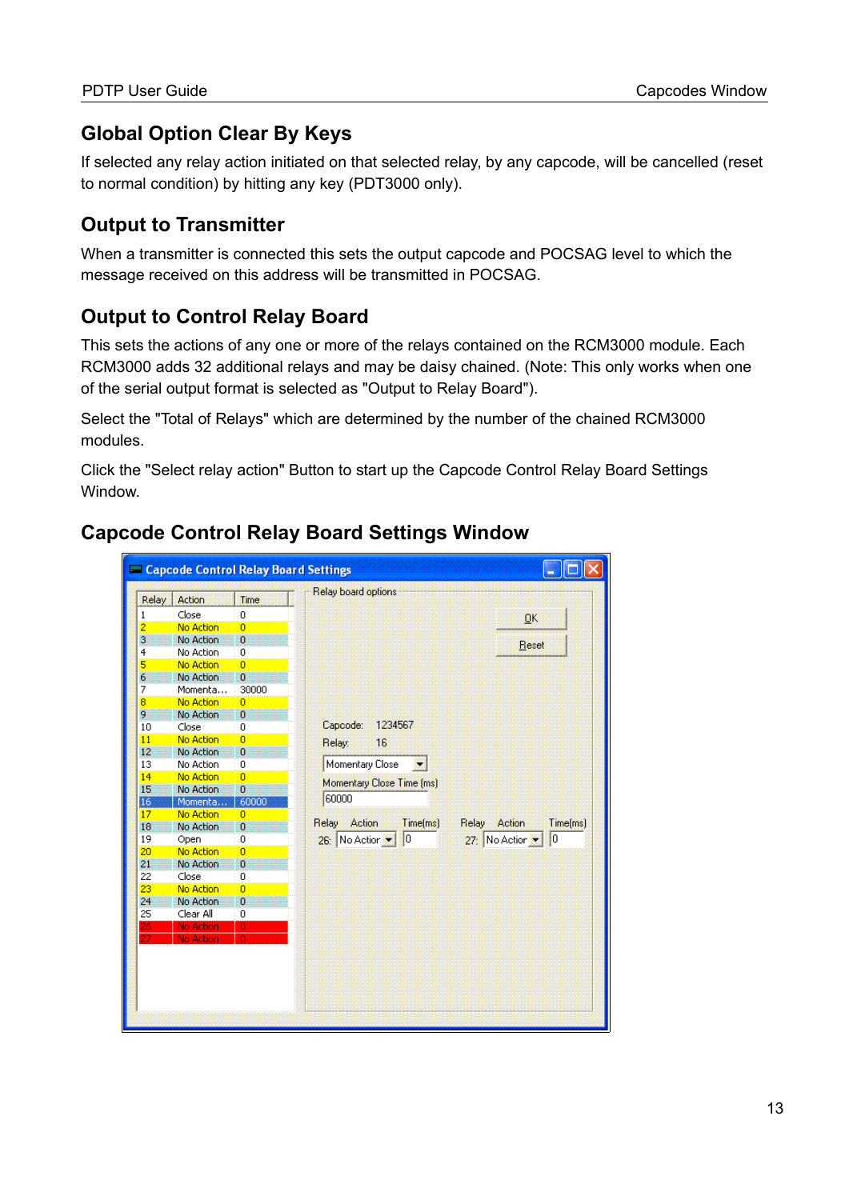## Global Option Clear By Keys

If selected any relay action initiated on that selected relay, by any capcode, will be cancelled (reset to normal condition) by hitting any key (PDT3000 only).

## Output to Transmitter

When a transmitter is connected this sets the output capcode and POCSAG level to which the message received on this address will be transmitted in POCSAG.

## Output to Control Relay Board

This sets the actions of any one or more of the relays contained on the RCM3000 module. Each RCM3000 adds 32 additional relays and may be daisy chained. (Note: This only works when one of the serial output format is selected as "Output to Relay Board").

Select the "Total of Relays" which are determined by the number of the chained RCM3000 modules.

Click the "Select relay action" Button to start up the Capcode Control Relay Board Settings Window.

## Capcode Control Relay Board Settings Window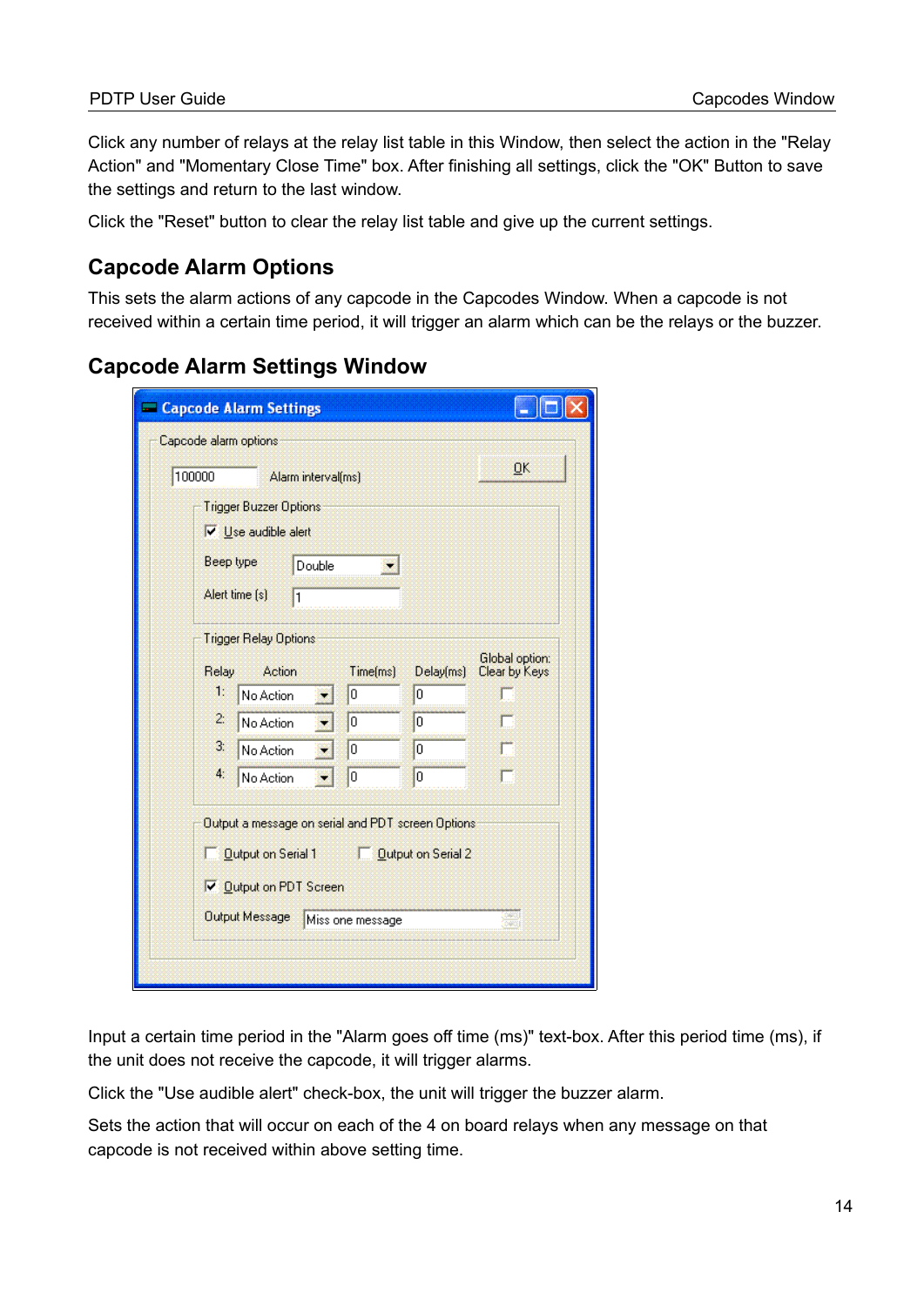Click any number of relays at the relay list table in this Window, then select the action in the "Relay Action" and "Momentary Close Time" box. After finishing all settings, click the "OK" Button to save the settings and return to the last window.

Click the "Reset" button to clear the relay list table and give up the current settings.

## Capcode Alarm Options

This sets the alarm actions of any capcode in the Capcodes Window. When a capcode is not received within a certain time period, it will trigger an alarm which can be the relays or the buzzer.

## Capcode Alarm Settings Window

Input a certain time period in the "Alarm goes off time (ms)" text-box. After this period time (ms), if the unit does not receive the capcode, it will trigger alarms.

Click the "Use audible alert" check-box, the unit will trigger the buzzer alarm.

Sets the action that will occur on each of the 4 on board relays when any message on that capcode is not received within above setting time.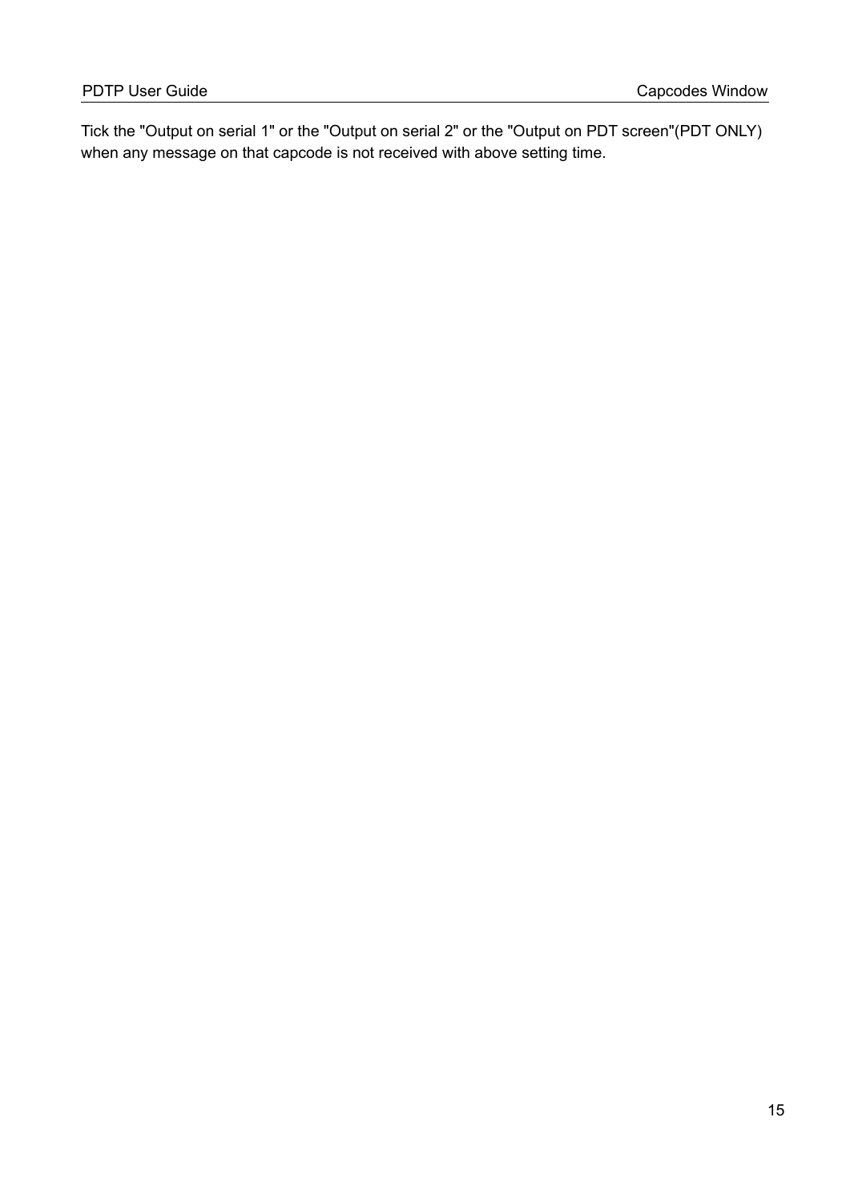Tick the "Output on serial 1" or the "Output on serial 2" or the "Output on PDT screen"(PDT ONLY) when any message on that capcode is not received with above setting time.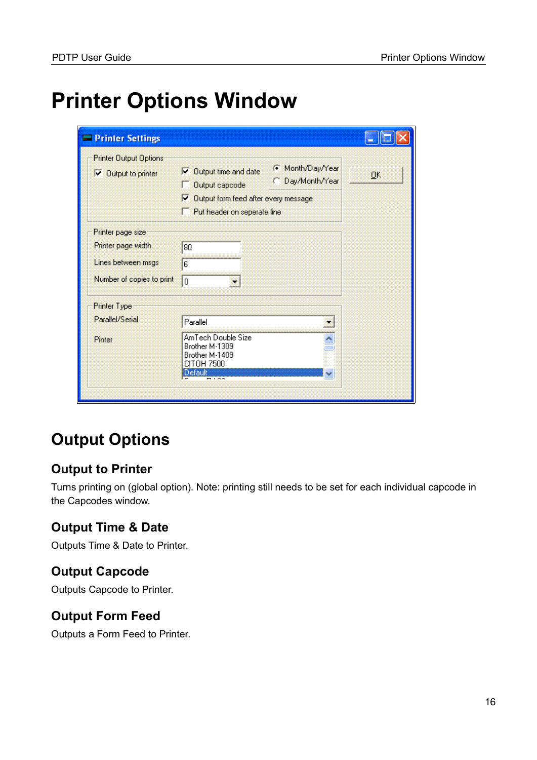# Printer Options Window

## Output Options

### Output to Printer

Turns printing on (global option). Note: printing still needs to be set for each individual capcode in the Capcodes window.

### Output Time & Date

Outputs Time & Date to Printer.

### Output Capcode

Outputs Capcode to Printer.

### Output Form Feed

Outputs a Form Feed to Printer.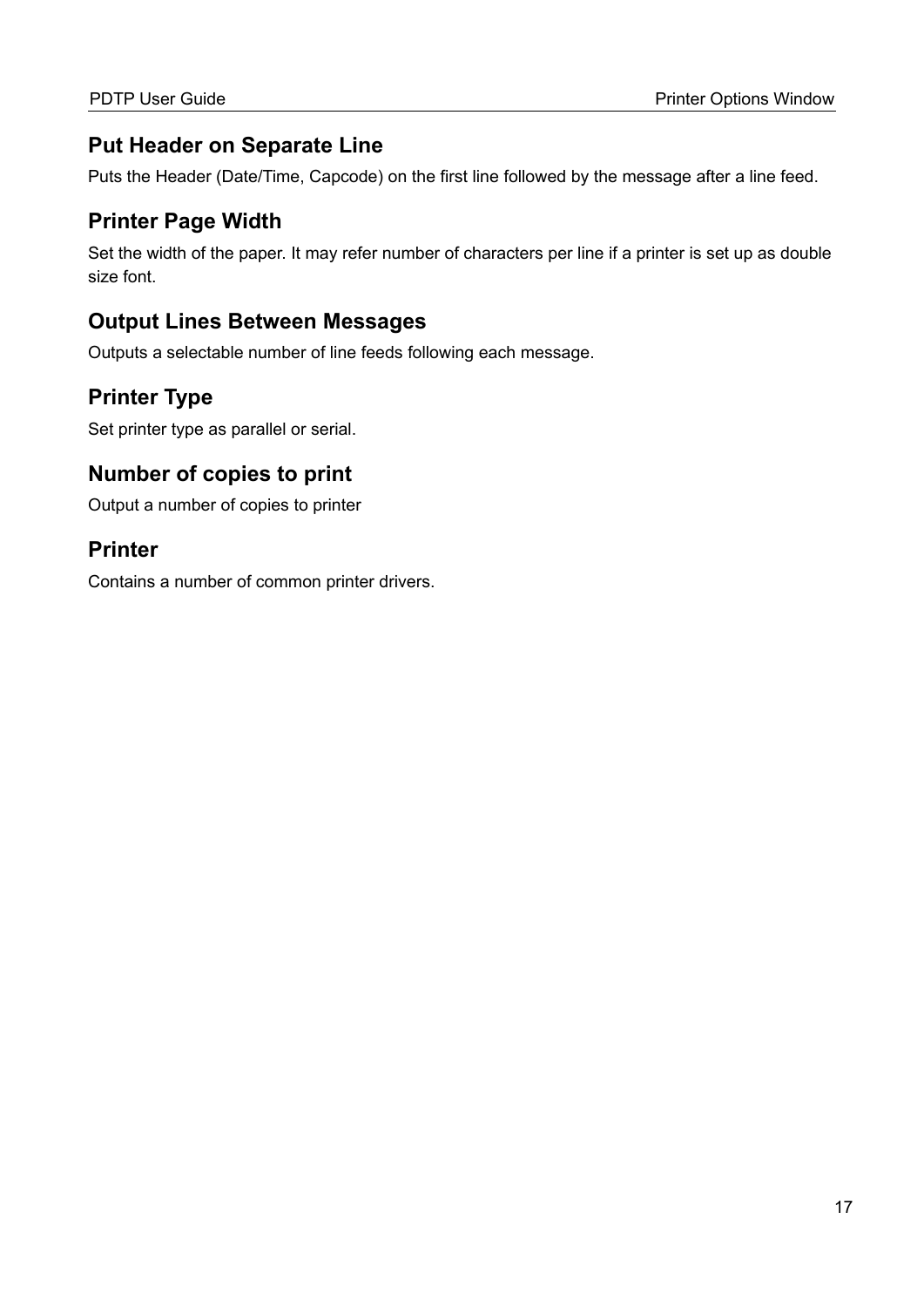## Put Header on Separate Line

Puts the Header (Date/Time, Capcode) on the first line followed by the message after a line feed.

## Printer Page Width

Set the width of the paper. It may refer number of characters per line if a printer is set up as double size font.

## Output Lines Between Messages

Outputs a selectable number of line feeds following each message.

## Printer Type

Set printer type as parallel or serial.

## Number of copies to print

Output a number of copies to printer

## Printer

Contains a number of common printer drivers.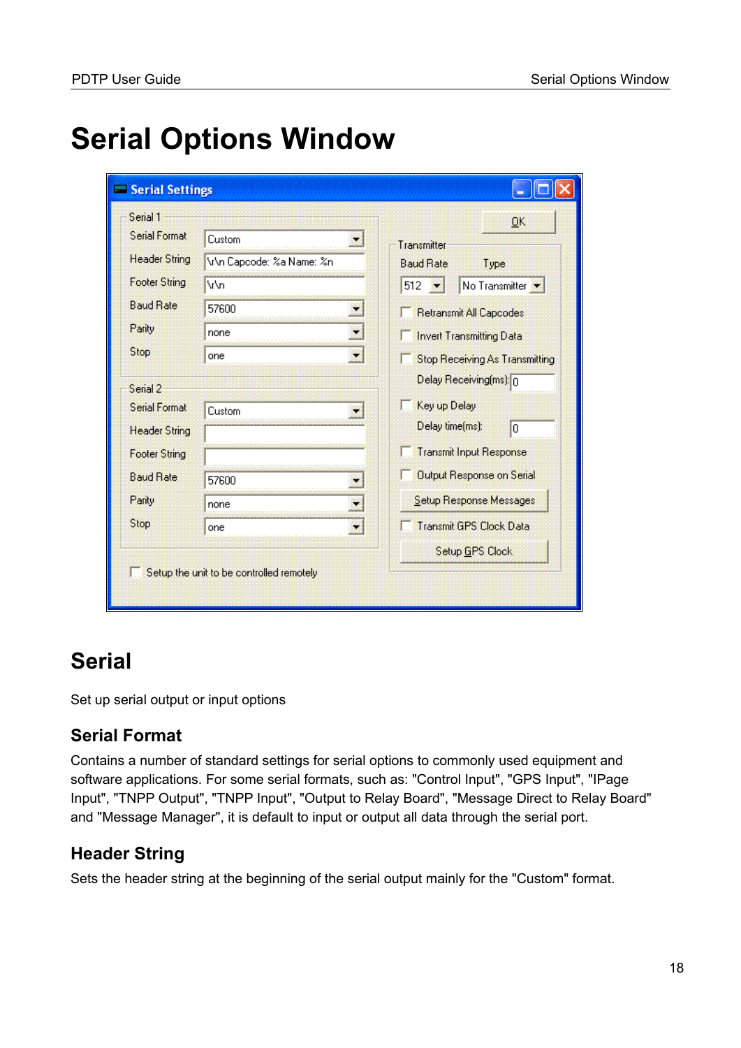# Serial Options Window

## Serial

Set up serial output or input options

### Serial Format

Contains a number of standard settings for serial options to commonly used equipment and software applications. For some serial formats, such as: "Control Input", "GPS Input", "IPage Input", "TNPP Output", "TNPP Input", "Output to Relay Board", "Message Direct to Relay Board" and "Message Manager", it is default to input or output all data through the serial port.

### Header String

Sets the header string at the beginning of the serial output mainly for the "Custom" format.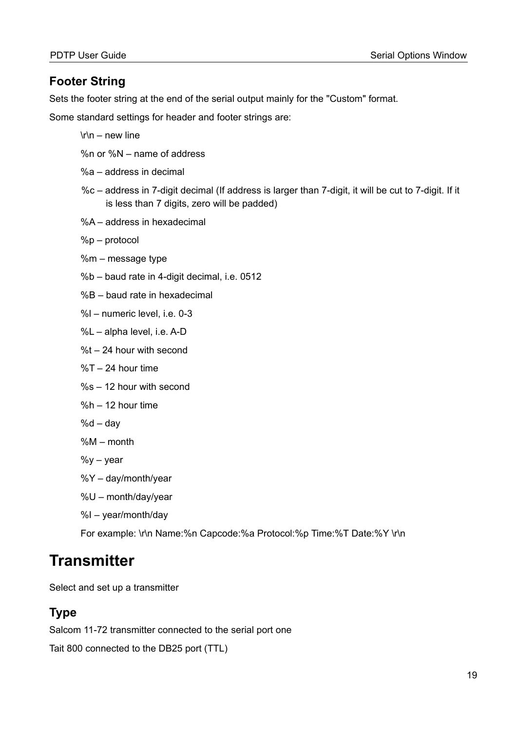## Footer String

Sets the footer string at the end of the serial output mainly for the "Custom" format.

Some standard settings for header and footer strings are:

\r\n – new line

%n or %N – name of address

%a – address in decimal

%c – address in 7-digit decimal (If address is larger than 7-digit, it will be cut to 7-digit. If it is less than 7 digits, zero will be padded)

%A – address in hexadecimal

%p – protocol

%m – message type

%b – baud rate in 4-digit decimal, i.e. 0512

%B – baud rate in hexadecimal

%l – numeric level, i.e. 0-3

%L – alpha level, i.e. A-D

%t – 24 hour with second

%T – 24 hour time

%s – 12 hour with second

%h – 12 hour time

%d – day

%M – month

%y – year

%Y – day/month/year

%U – month/day/year

%I – year/month/day

For example: \r\n Name:%n Capcode:%a Protocol:%p Time:%T Date:%Y \r\n

# Transmitter

Select and set up a transmitter

## Type

Salcom 11-72 transmitter connected to the serial port one

Tait 800 connected to the DB25 port (TTL)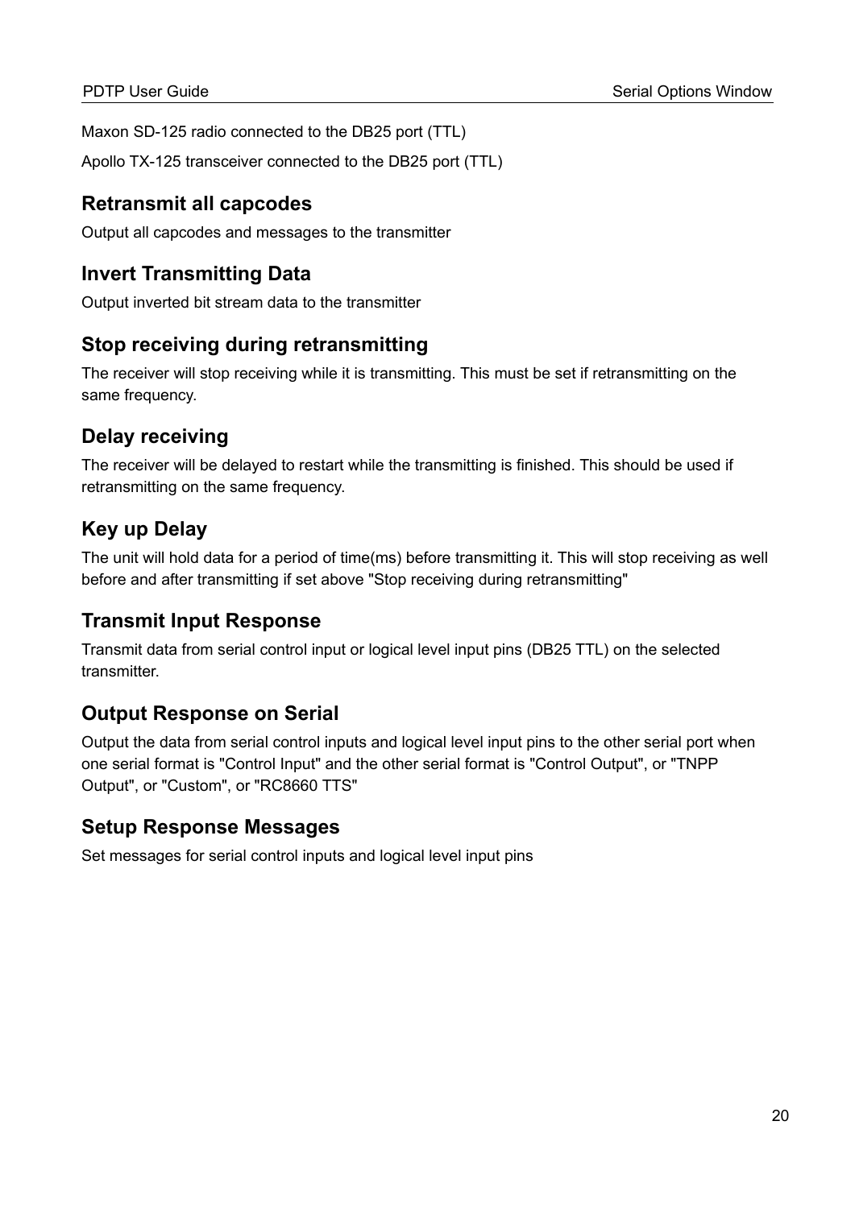Maxon SD-125 radio connected to the DB25 port (TTL)

Apollo TX-125 transceiver connected to the DB25 port (TTL)

## Retransmit all capcodes

Output all capcodes and messages to the transmitter

## Invert Transmitting Data

Output inverted bit stream data to the transmitter

## Stop receiving during retransmitting

The receiver will stop receiving while it is transmitting. This must be set if retransmitting on the same frequency.

## Delay receiving

The receiver will be delayed to restart while the transmitting is finished. This should be used if retransmitting on the same frequency.

## Key up Delay

The unit will hold data for a period of time(ms) before transmitting it. This will stop receiving as well before and after transmitting if set above "Stop receiving during retransmitting"

## Transmit Input Response

Transmit data from serial control input or logical level input pins (DB25 TTL) on the selected transmitter.

## Output Response on Serial

Output the data from serial control inputs and logical level input pins to the other serial port when one serial format is "Control Input" and the other serial format is "Control Output", or "TNPP Output", or "Custom", or "RC8660 TTS"

## Setup Response Messages

Set messages for serial control inputs and logical level input pins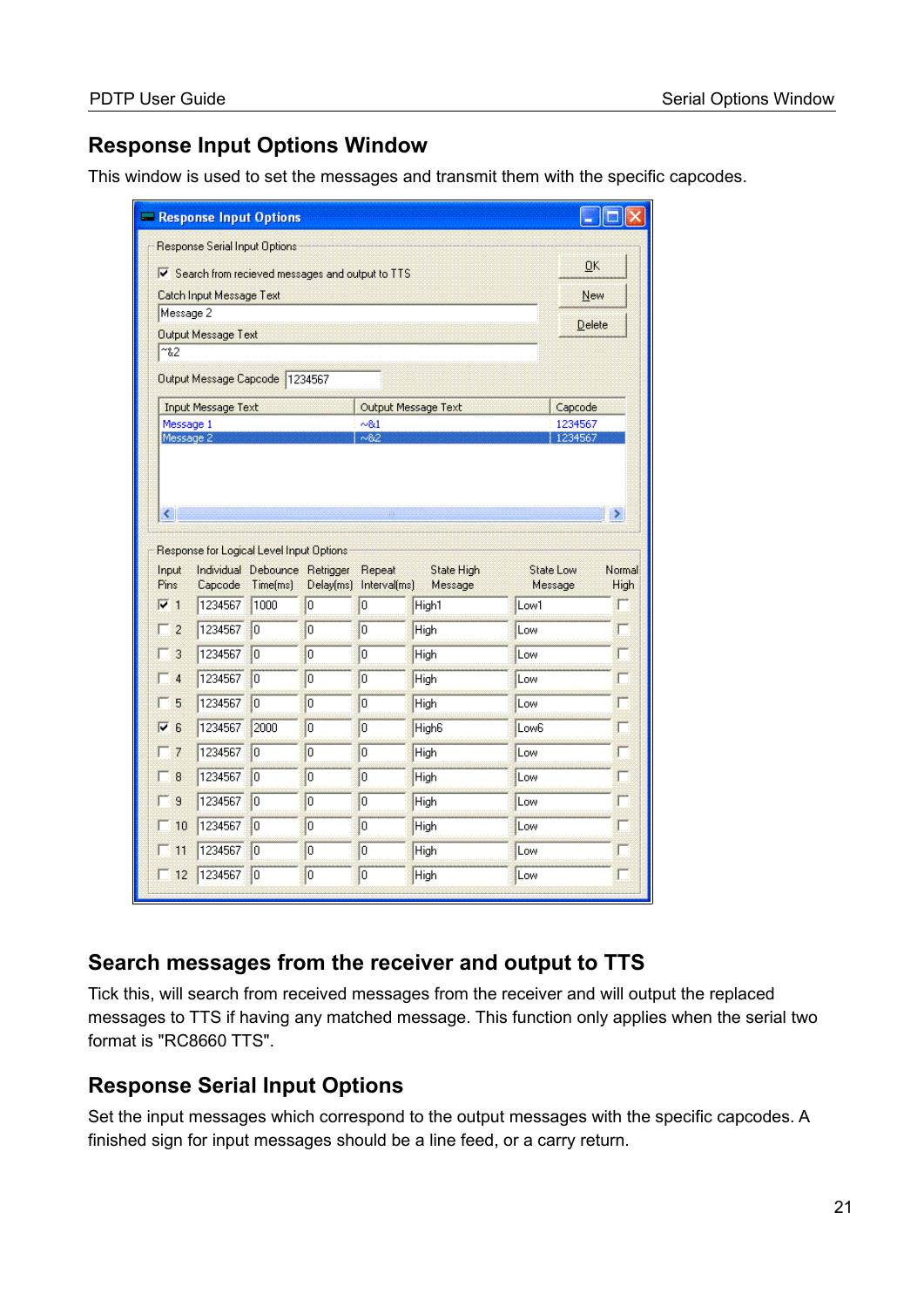## Response Input Options Window

This window is used to set the messages and transmit them with the specific capcodes.

## Search messages from the receiver and output to TTS

Tick this, will search from received messages from the receiver and will output the replaced messages to TTS if having any matched message. This function only applies when the serial two format is "RC8660 TTS".

## Response Serial Input Options

Set the input messages which correspond to the output messages with the specific capcodes. A finished sign for input messages should be a line feed, or a carry return.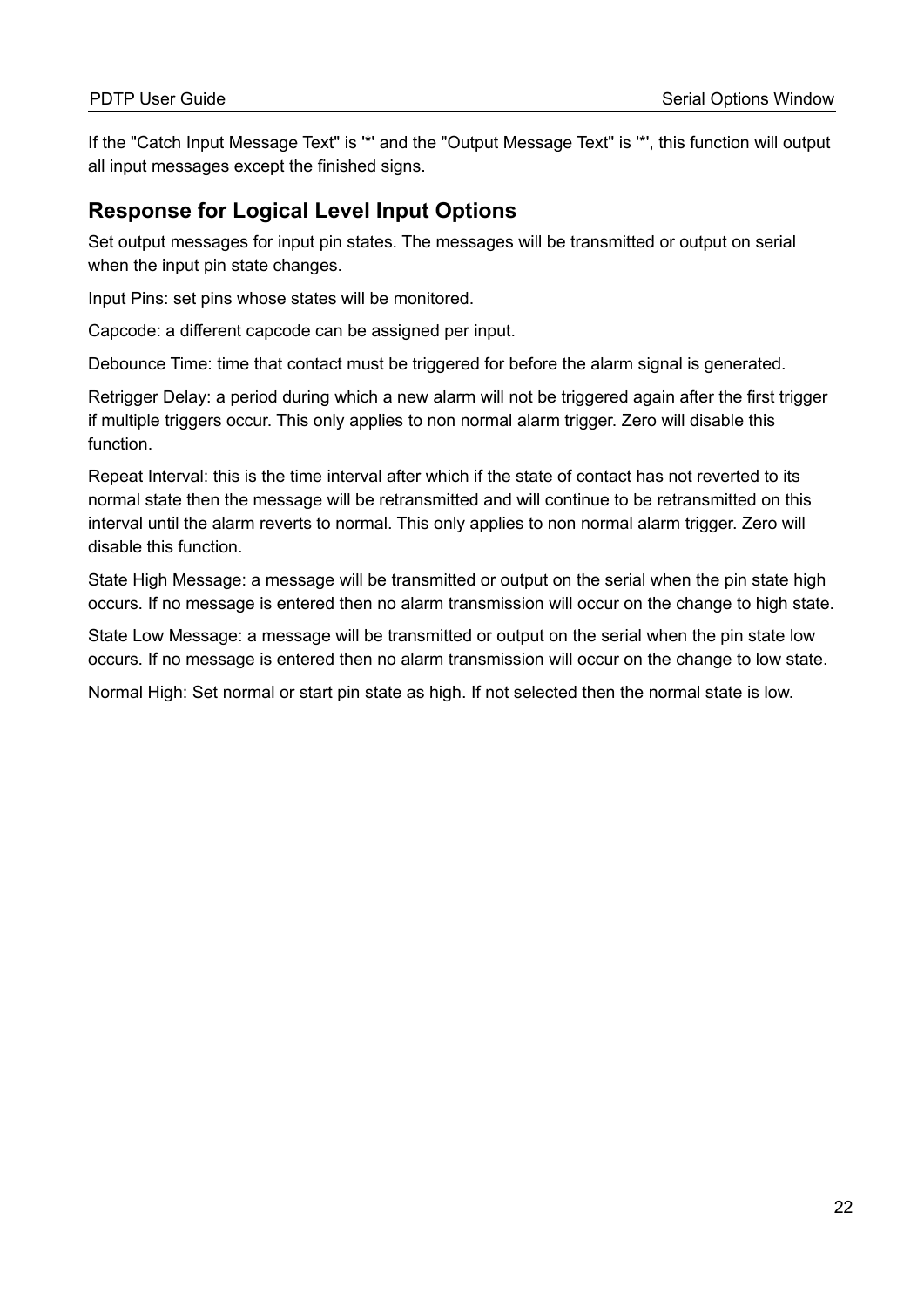If the "Catch Input Message Text" is '*' and the "Output Message Text" is '*', this function will output all input messages except the finished signs.

## Response for Logical Level Input Options

Set output messages for input pin states. The messages will be transmitted or output on serial when the input pin state changes.

Input Pins: set pins whose states will be monitored.

Capcode: a different capcode can be assigned per input.

Debounce Time: time that contact must be triggered for before the alarm signal is generated.

Retrigger Delay: a period during which a new alarm will not be triggered again after the first trigger if multiple triggers occur. This only applies to non normal alarm trigger. Zero will disable this function.

Repeat Interval: this is the time interval after which if the state of contact has not reverted to its normal state then the message will be retransmitted and will continue to be retransmitted on this interval until the alarm reverts to normal. This only applies to non normal alarm trigger. Zero will disable this function.

State High Message: a message will be transmitted or output on the serial when the pin state high occurs. If no message is entered then no alarm transmission will occur on the change to high state.

State Low Message: a message will be transmitted or output on the serial when the pin state low occurs. If no message is entered then no alarm transmission will occur on the change to low state.

Normal High: Set normal or start pin state as high. If not selected then the normal state is low.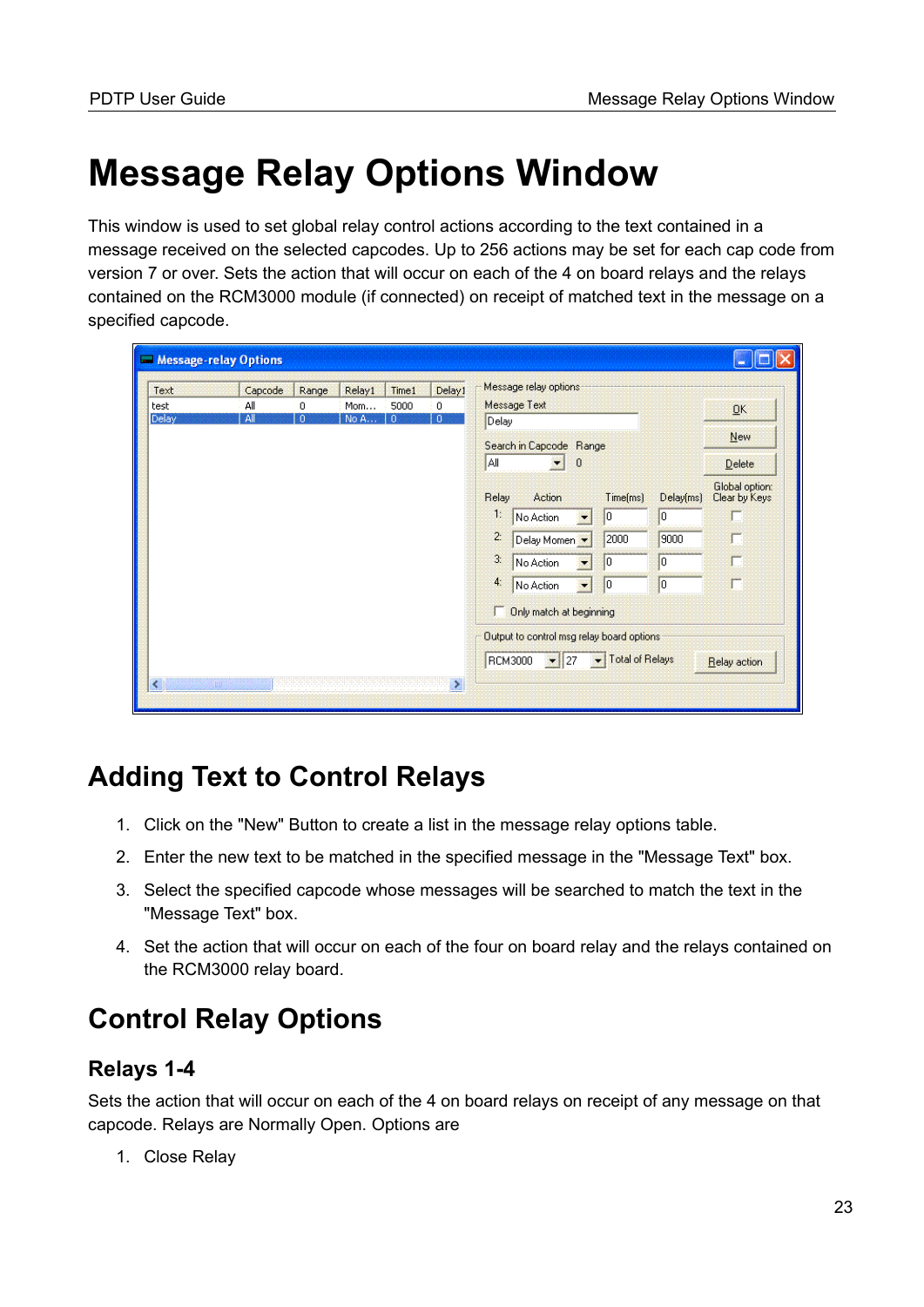# Message Relay Options Window

This window is used to set global relay control actions according to the text contained in a message received on the selected capcodes. Up to 256 actions may be set for each cap code from version 7 or over. Sets the action that will occur on each of the 4 on board relays and the relays contained on the RCM3000 module (if connected) on receipt of matched text in the message on a specified capcode.

## Adding Text to Control Relays

1. Click on the "New" Button to create a list in the message relay options table.
2. Enter the new text to be matched in the specified message in the "Message Text" box.
3. Select the specified capcode whose messages will be searched to match the text in the "Message Text" box.
4. Set the action that will occur on each of the four on board relay and the relays contained on the RCM3000 relay board.

## Control Relay Options

### Relays 1-4

Sets the action that will occur on each of the 4 on board relays on receipt of any message on that capcode. Relays are Normally Open. Options are

1. Close Relay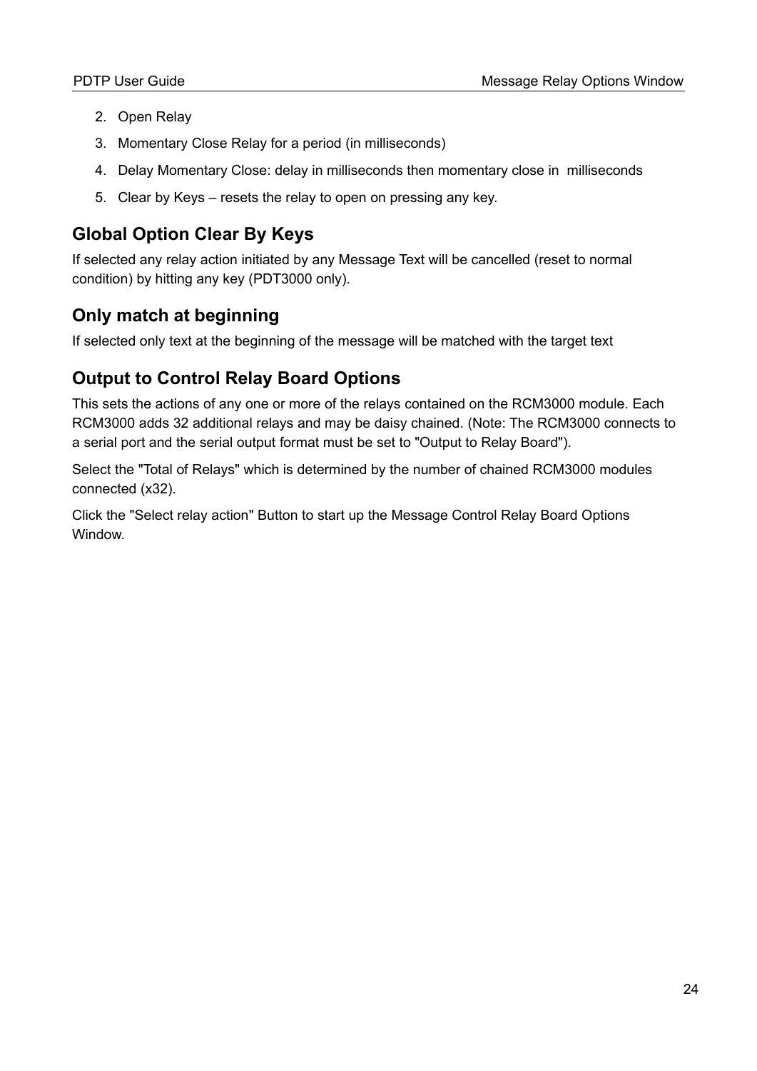2. Open Relay
3. Momentary Close Relay for a period (in milliseconds)
4. Delay Momentary Close: delay in milliseconds then momentary close in  milliseconds
5. Clear by Keys – resets the relay to open on pressing any key.

## Global Option Clear By Keys

If selected any relay action initiated by any Message Text will be cancelled (reset to normal condition) by hitting any key (PDT3000 only).

## Only match at beginning

If selected only text at the beginning of the message will be matched with the target text

## Output to Control Relay Board Options

This sets the actions of any one or more of the relays contained on the RCM3000 module. Each RCM3000 adds 32 additional relays and may be daisy chained. (Note: The RCM3000 connects to a serial port and the serial output format must be set to "Output to Relay Board").

Select the "Total of Relays" which is determined by the number of chained RCM3000 modules connected (x32).

Click the "Select relay action" Button to start up the Message Control Relay Board Options Window.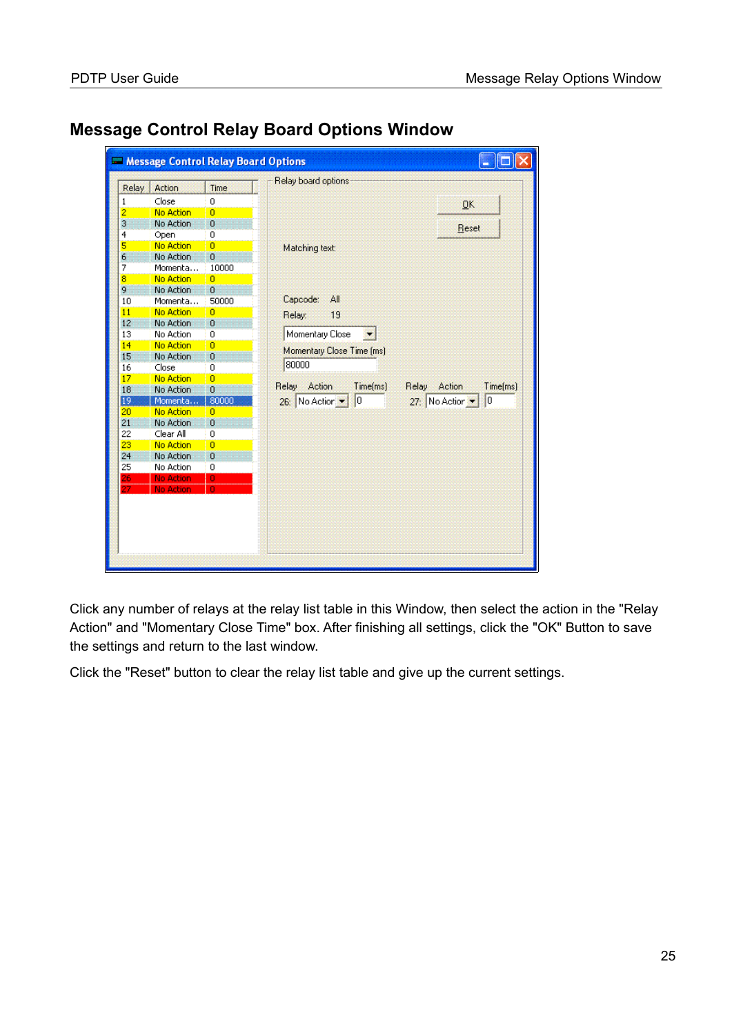## Message Control Relay Board Options Window

Click any number of relays at the relay list table in this Window, then select the action in the "Relay Action" and "Momentary Close Time" box. After finishing all settings, click the "OK" Button to save the settings and return to the last window.

Click the "Reset" button to clear the relay list table and give up the current settings.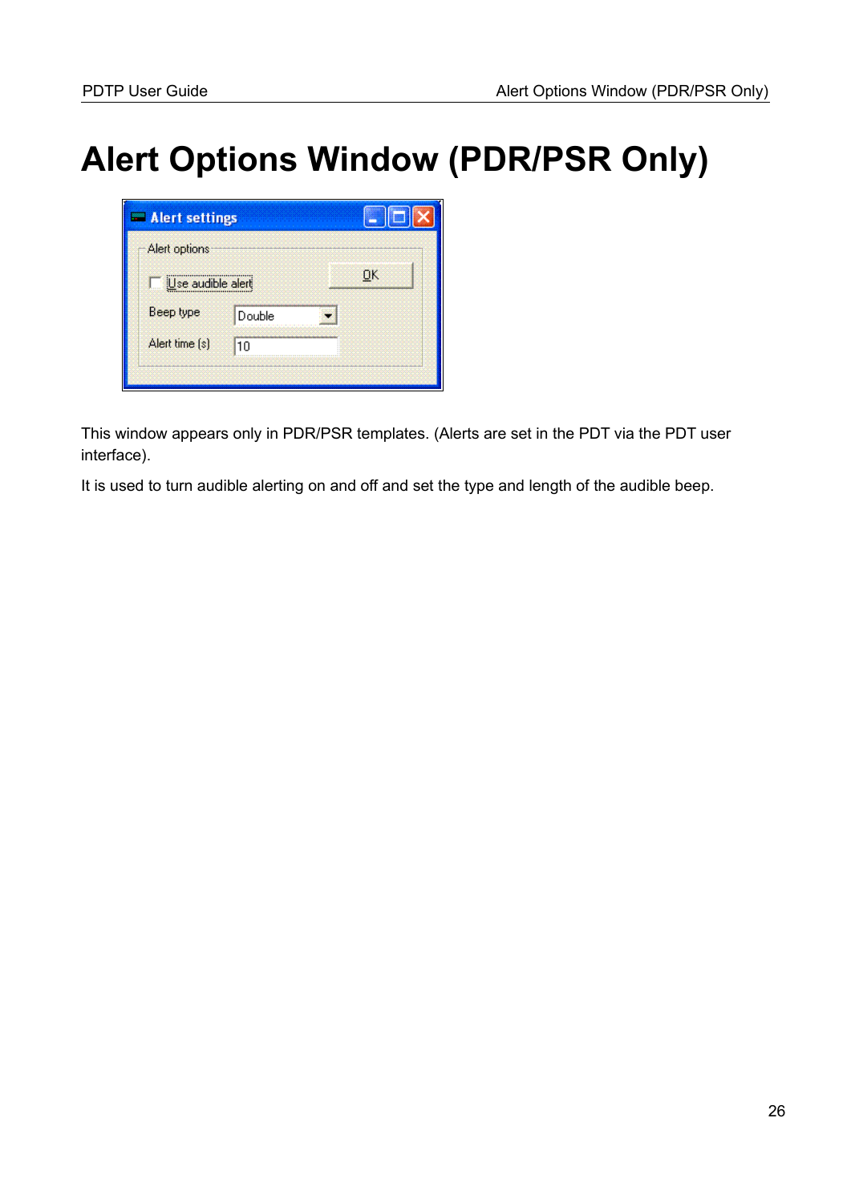# Alert Options Window (PDR/PSR Only)

This window appears only in PDR/PSR templates. (Alerts are set in the PDT via the PDT user interface).

It is used to turn audible alerting on and off and set the type and length of the audible beep.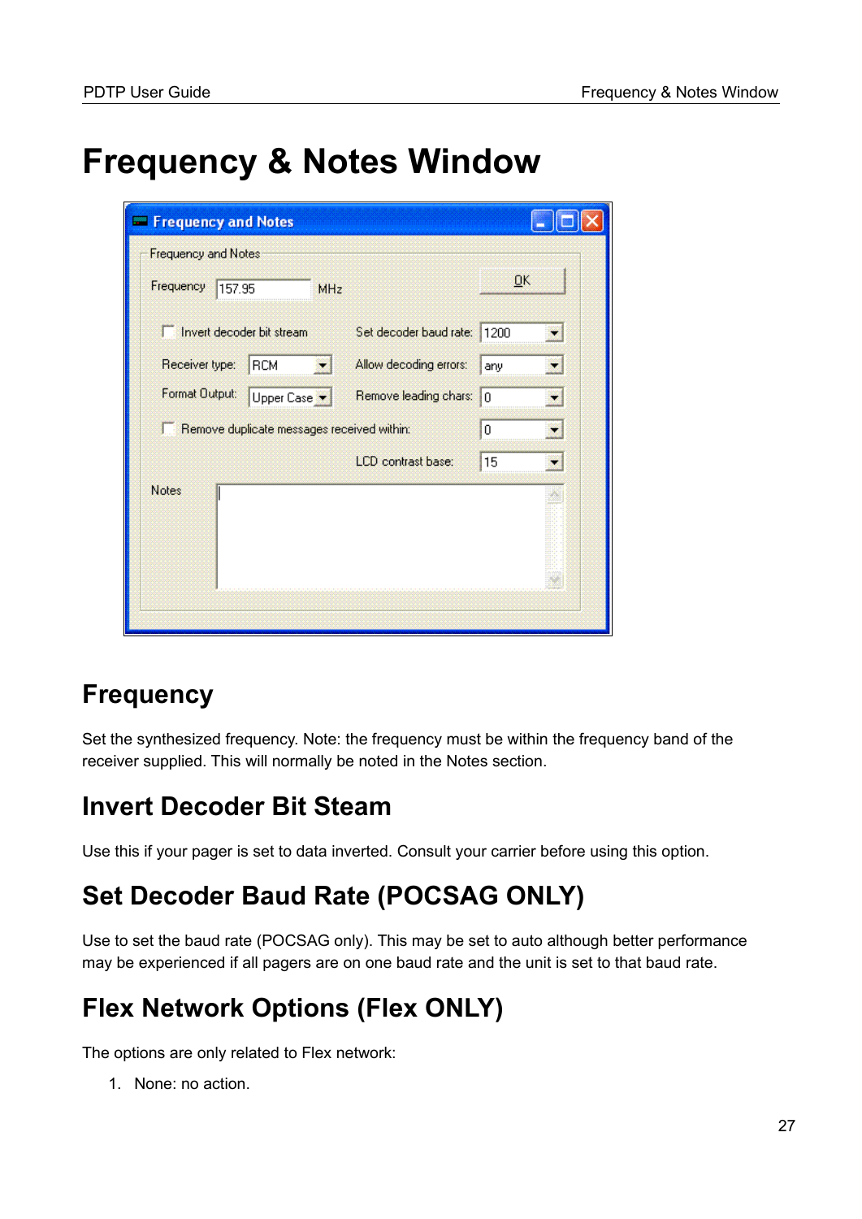# Frequency & Notes Window

## Frequency

Set the synthesized frequency. Note: the frequency must be within the frequency band of the receiver supplied. This will normally be noted in the Notes section.

## Invert Decoder Bit Steam

Use this if your pager is set to data inverted. Consult your carrier before using this option.

## Set Decoder Baud Rate (POCSAG ONLY)

Use to set the baud rate (POCSAG only). This may be set to auto although better performance may be experienced if all pagers are on one baud rate and the unit is set to that baud rate.

## Flex Network Options (Flex ONLY)

The options are only related to Flex network:

1. None: no action.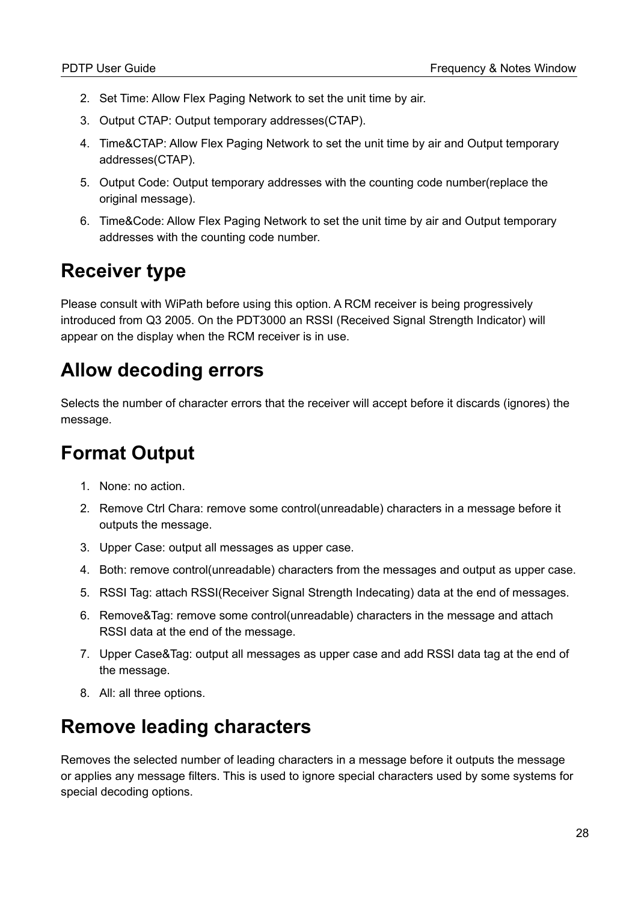2. Set Time: Allow Flex Paging Network to set the unit time by air.
3. Output CTAP: Output temporary addresses(CTAP).
4. Time&CTAP: Allow Flex Paging Network to set the unit time by air and Output temporary addresses(CTAP).
5. Output Code: Output temporary addresses with the counting code number(replace the original message).
6. Time&Code: Allow Flex Paging Network to set the unit time by air and Output temporary addresses with the counting code number.

## Receiver type

Please consult with WiPath before using this option. A RCM receiver is being progressively introduced from Q3 2005. On the PDT3000 an RSSI (Received Signal Strength Indicator) will appear on the display when the RCM receiver is in use.

## Allow decoding errors

Selects the number of character errors that the receiver will accept before it discards (ignores) the message.

## Format Output

1. None: no action.
2. Remove Ctrl Chara: remove some control(unreadable) characters in a message before it outputs the message.
3. Upper Case: output all messages as upper case.
4. Both: remove control(unreadable) characters from the messages and output as upper case.
5. RSSI Tag: attach RSSI(Receiver Signal Strength Indecating) data at the end of messages.
6. Remove&Tag: remove some control(unreadable) characters in the message and attach RSSI data at the end of the message.
7. Upper Case&Tag: output all messages as upper case and add RSSI data tag at the end of the message.
8. All: all three options.

## Remove leading characters

Removes the selected number of leading characters in a message before it outputs the message or applies any message filters. This is used to ignore special characters used by some systems for special decoding options.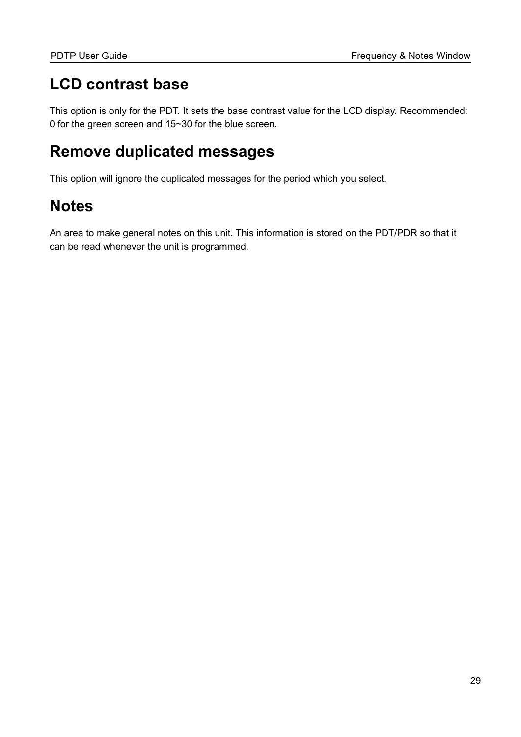# LCD contrast base

This option is only for the PDT. It sets the base contrast value for the LCD display. Recommended: 0 for the green screen and 15~30 for the blue screen.

# Remove duplicated messages

This option will ignore the duplicated messages for the period which you select.

# Notes

An area to make general notes on this unit. This information is stored on the PDT/PDR so that it can be read whenever the unit is programmed.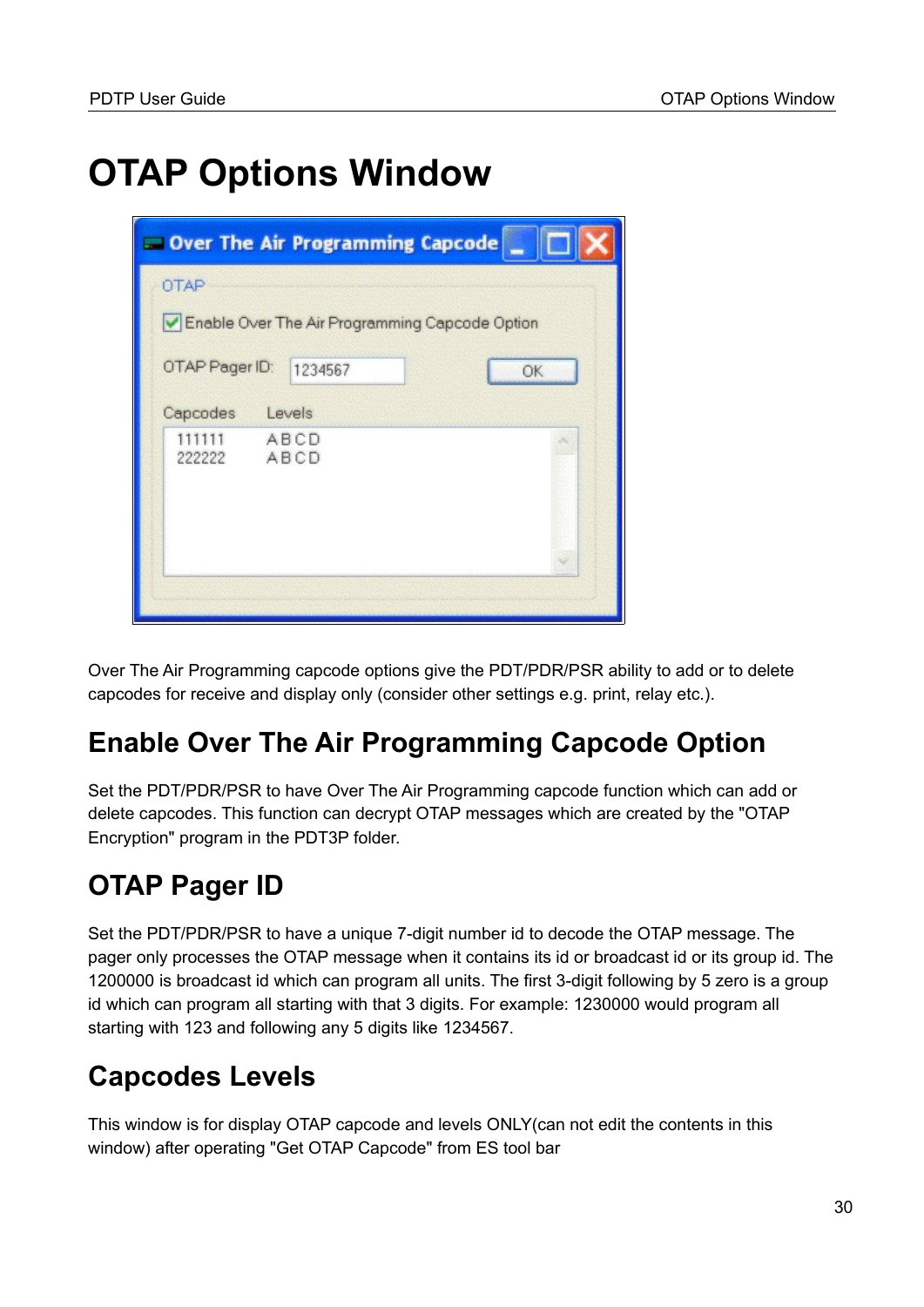# OTAP Options Window

Over The Air Programming capcode options give the PDT/PDR/PSR ability to add or to delete capcodes for receive and display only (consider other settings e.g. print, relay etc.).

## Enable Over The Air Programming Capcode Option

Set the PDT/PDR/PSR to have Over The Air Programming capcode function which can add or delete capcodes. This function can decrypt OTAP messages which are created by the "OTAP Encryption" program in the PDT3P folder.

## OTAP Pager ID

Set the PDT/PDR/PSR to have a unique 7-digit number id to decode the OTAP message. The pager only processes the OTAP message when it contains its id or broadcast id or its group id. The 1200000 is broadcast id which can program all units. The first 3-digit following by 5 zero is a group id which can program all starting with that 3 digits. For example: 1230000 would program all starting with 123 and following any 5 digits like 1234567.

## Capcodes Levels

This window is for display OTAP capcode and levels ONLY(can not edit the contents in this window) after operating "Get OTAP Capcode" from ES tool bar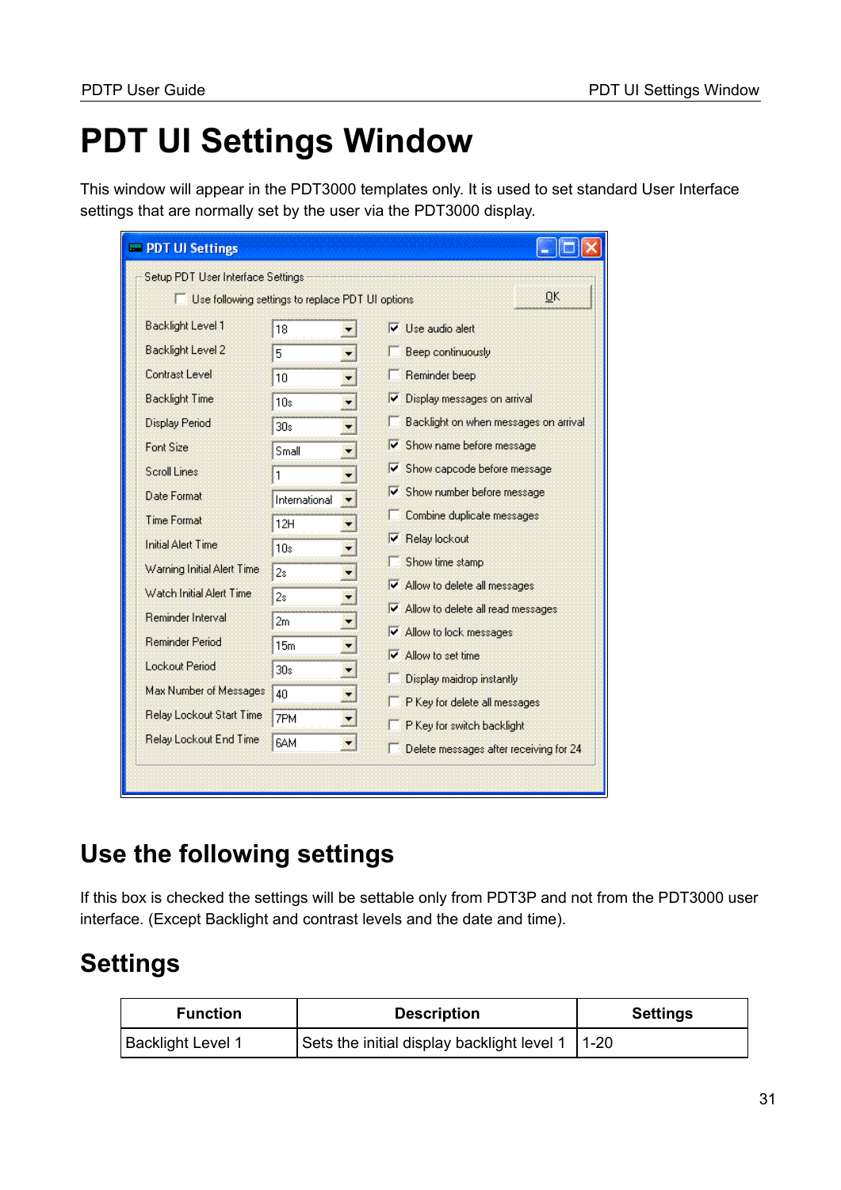# PDT UI Settings Window

This window will appear in the PDT3000 templates only. It is used to set standard User Interface settings that are normally set by the user via the PDT3000 display.

## Use the following settings

If this box is checked the settings will be settable only from PDT3P and not from the PDT3000 user interface. (Except Backlight and contrast levels and the date and time).

## Settings

| Function | Description | Settings |
|---|---|---|
| Backlight Level 1 | Sets the initial display backlight level 1 | 1-20 |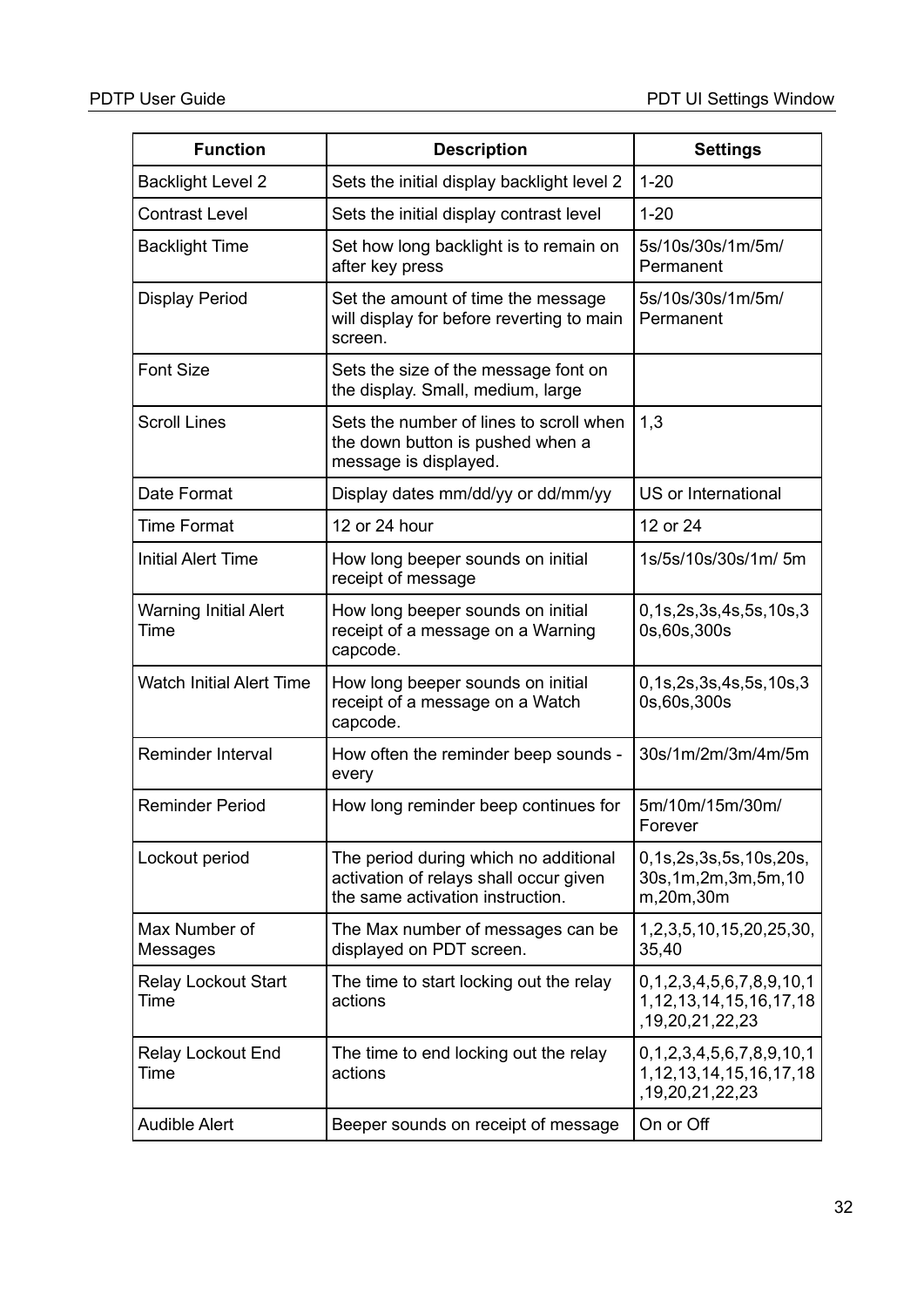| Function | Description | Settings |
|---|---|---|
| Backlight Level 2 | Sets the initial display backlight level 2 | 1-20 |
| Contrast Level | Sets the initial display contrast level | 1-20 |
| Backlight Time | Set how long backlight is to remain on after key press | 5s/10s/30s/1m/5m/ Permanent |
| Display Period | Set the amount of time the message will display for before reverting to main screen. | 5s/10s/30s/1m/5m/ Permanent |
| Font Size | Sets the size of the message font on the display. Small, medium, large | |
| Scroll Lines | Sets the number of lines to scroll when the down button is pushed when a message is displayed. | 1,3 |
| Date Format | Display dates mm/dd/yy or dd/mm/yy | US or International |
| Time Format | 12 or 24 hour | 12 or 24 |
| Initial Alert Time | How long beeper sounds on initial receipt of message | 1s/5s/10s/30s/1m/ 5m |
| Warning Initial Alert Time | How long beeper sounds on initial receipt of a message on a Warning capcode. | 0,1s,2s,3s,4s,5s,10s,30s,60s,300s |
| Watch Initial Alert Time | How long beeper sounds on initial receipt of a message on a Watch capcode. | 0,1s,2s,3s,4s,5s,10s,30s,60s,300s |
| Reminder Interval | How often the reminder beep sounds - every | 30s/1m/2m/3m/4m/5m |
| Reminder Period | How long reminder beep continues for | 5m/10m/15m/30m/ Forever |
| Lockout period | The period during which no additional activation of relays shall occur given the same activation instruction. | 0,1s,2s,3s,5s,10s,20s, 30s,1m,2m,3m,5m,10m,20m,30m |
| Max Number of Messages | The Max number of messages can be displayed on PDT screen. | 1,2,3,5,10,15,20,25,30, 35,40 |
| Relay Lockout Start Time | The time to start locking out the relay actions | 0,1,2,3,4,5,6,7,8,9,10,11,12,13,14,15,16,17,18,19,20,21,22,23 |
| Relay Lockout End Time | The time to end locking out the relay actions | 0,1,2,3,4,5,6,7,8,9,10,11,12,13,14,15,16,17,18,19,20,21,22,23 |
| Audible Alert | Beeper sounds on receipt of message | On or Off |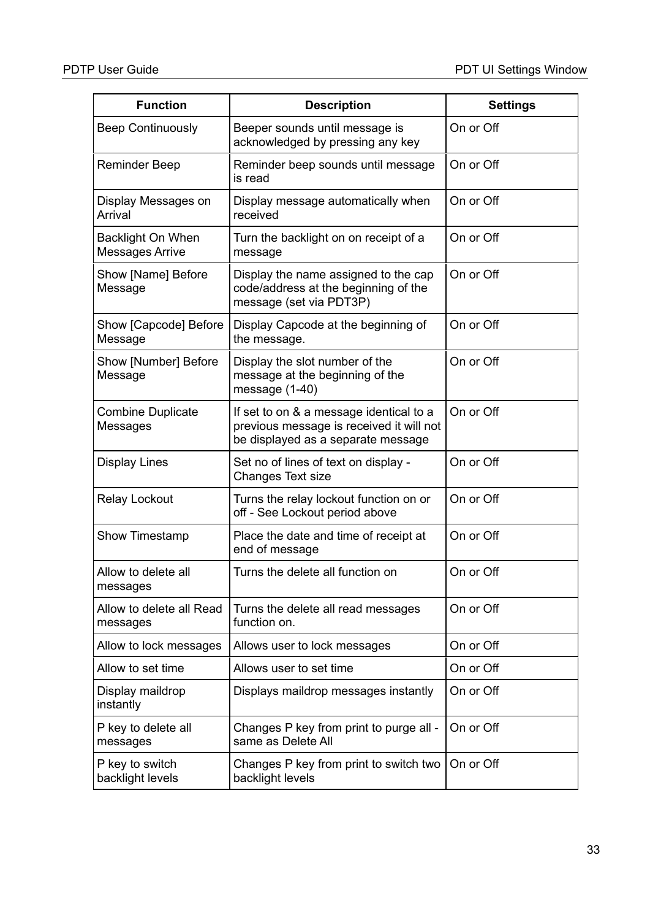| Function | Description | Settings |
|---|---|---|
| Beep Continuously | Beeper sounds until message is acknowledged by pressing any key | On or Off |
| Reminder Beep | Reminder beep sounds until message is read | On or Off |
| Display Messages on Arrival | Display message automatically when received | On or Off |
| Backlight On When Messages Arrive | Turn the backlight on on receipt of a message | On or Off |
| Show [Name] Before Message | Display the name assigned to the cap code/address at the beginning of the message (set via PDT3P) | On or Off |
| Show [Capcode] Before Message | Display Capcode at the beginning of the message. | On or Off |
| Show [Number] Before Message | Display the slot number of the message at the beginning of the message (1-40) | On or Off |
| Combine Duplicate Messages | If set to on & a message identical to a previous message is received it will not be displayed as a separate message | On or Off |
| Display Lines | Set no of lines of text on display - Changes Text size | On or Off |
| Relay Lockout | Turns the relay lockout function on or off - See Lockout period above | On or Off |
| Show Timestamp | Place the date and time of receipt at end of message | On or Off |
| Allow to delete all messages | Turns the delete all function on | On or Off |
| Allow to delete all Read messages | Turns the delete all read messages function on. | On or Off |
| Allow to lock messages | Allows user to lock messages | On or Off |
| Allow to set time | Allows user to set time | On or Off |
| Display maildrop instantly | Displays maildrop messages instantly | On or Off |
| P key to delete all messages | Changes P key from print to purge all - same as Delete All | On or Off |
| P key to switch backlight levels | Changes P key from print to switch two backlight levels | On or Off |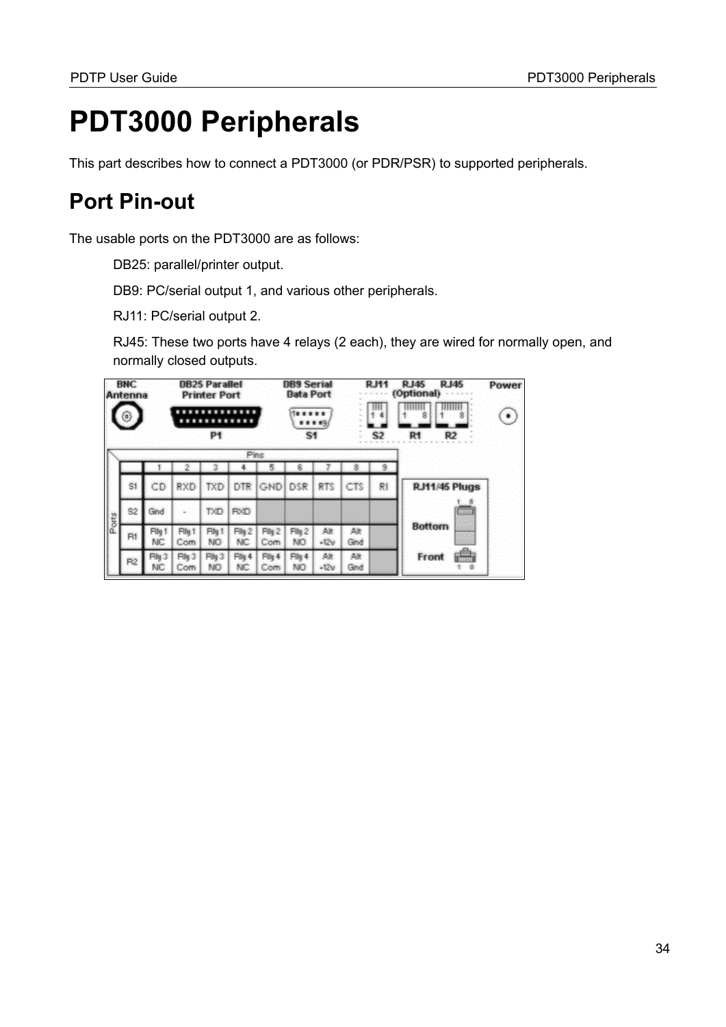# PDT3000 Peripherals

This part describes how to connect a PDT3000 (or PDR/PSR) to supported peripherals.

## Port Pin-out

The usable ports on the PDT3000 are as follows:

DB25: parallel/printer output.

DB9: PC/serial output 1, and various other peripherals.

RJ11: PC/serial output 2.

RJ45: These two ports have 4 relays (2 each), they are wired for normally open, and normally closed outputs.

| Ports | 1 | 2 | 3 | 4 | 5 | 6 | 7 | 8 | 9 |
|---|---|---|---|---|---|---|---|---|---|
| S1 | CD | RXD | TXD | DTR | GND | DSR | RTS | CTS | RI |
| S2 | Gnd | - | TXD | RXD | | | | | |
| R1 | Rly 1 NC | Rly 1 Com | Rly 1 NO | Rly 2 NC | Rly 2 Com | Rly 2 NO | Alt +12v | Alt Gnd | |
| R2 | Rly 3 NC | Rly 3 Com | Rly 3 NO | Rly 4 NC | Rly 4 Com | Rly 4 NO | Alt +12v | Alt Gnd | |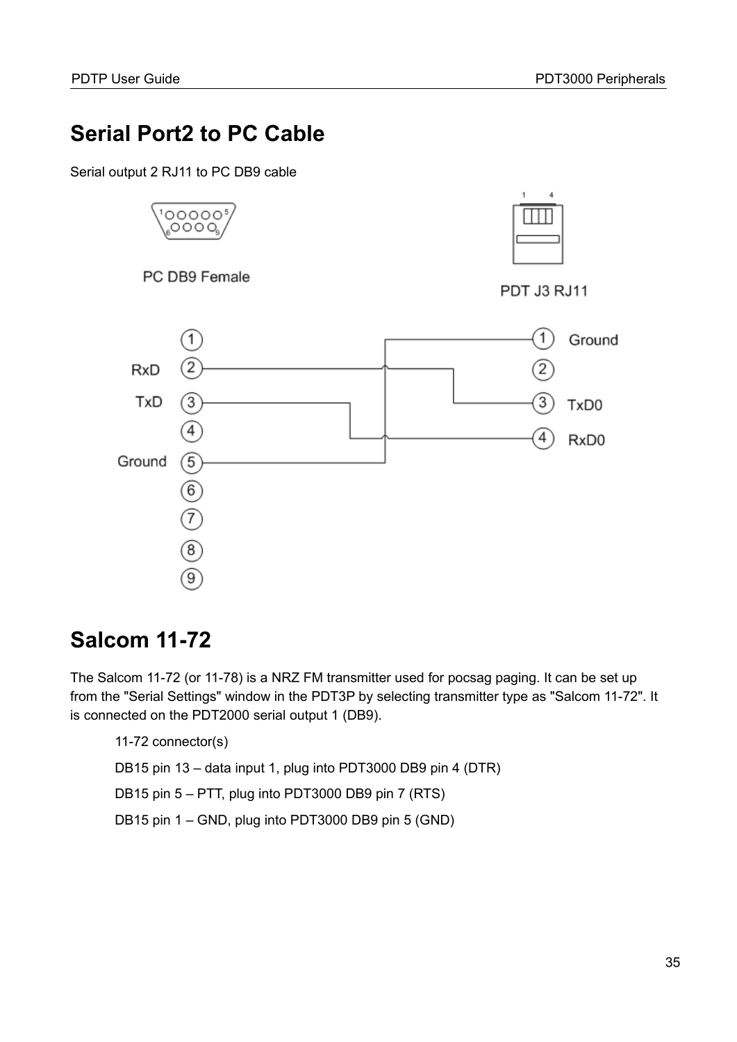## Serial Port2 to PC Cable

Serial output 2 RJ11 to PC DB9 cable

PC DB9 Female

PDT J3 RJ11

| PC DB9 | Signal | PDT J3 RJ11 | Signal |
|---|---|---|---|
| 2 | RxD | 3 | TxD0 |
| 3 | TxD | 4 | RxD0 |
| 5 | Ground | 1 | Ground |

## Salcom 11-72

The Salcom 11-72 (or 11-78) is a NRZ FM transmitter used for pocsag paging. It can be set up from the "Serial Settings" window in the PDT3P by selecting transmitter type as "Salcom 11-72". It is connected on the PDT2000 serial output 1 (DB9).

11-72 connector(s)

DB15 pin 13 – data input 1, plug into PDT3000 DB9 pin 4 (DTR)

DB15 pin 5 – PTT, plug into PDT3000 DB9 pin 7 (RTS)

DB15 pin 1 – GND, plug into PDT3000 DB9 pin 5 (GND)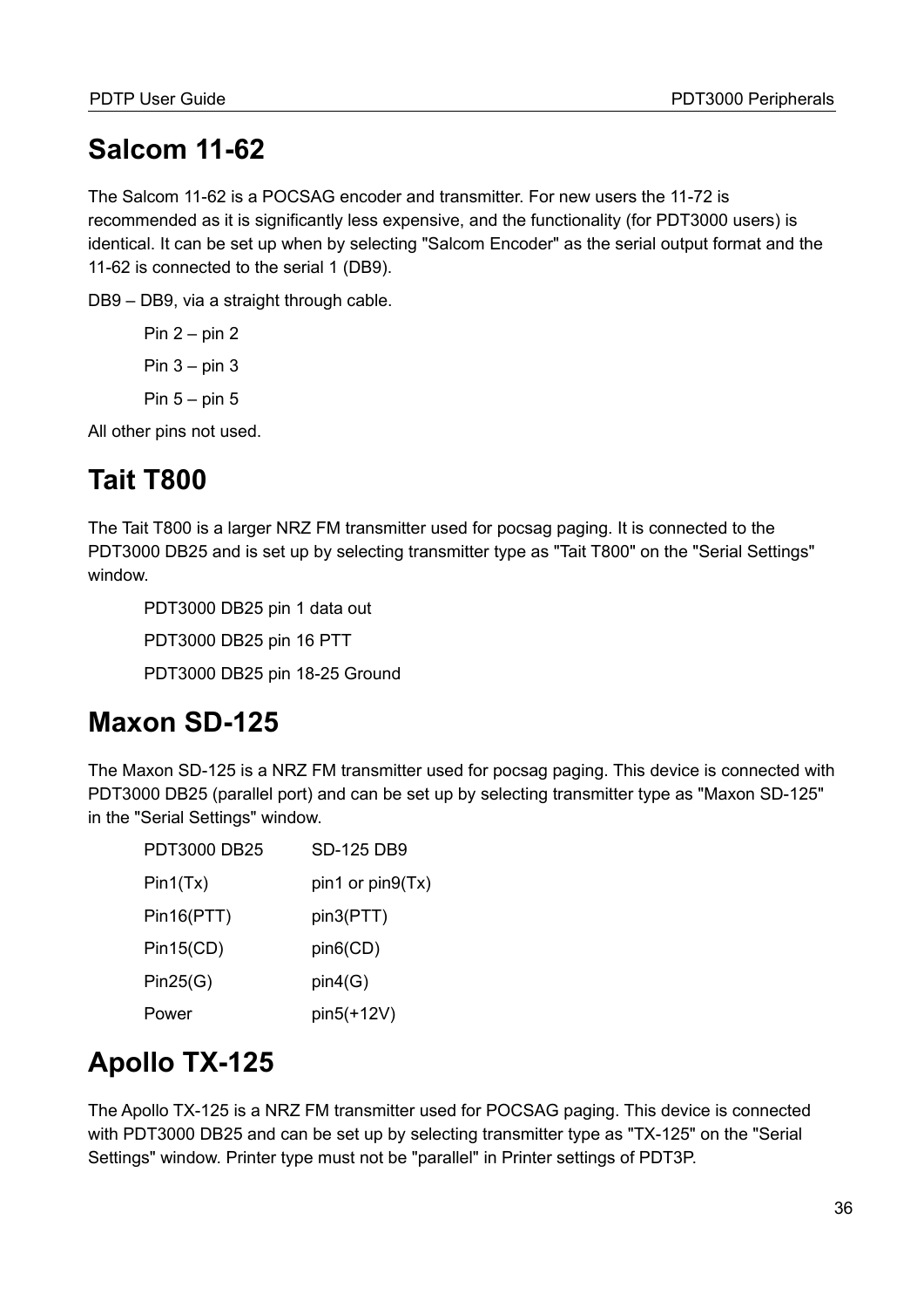## Salcom 11-62

The Salcom 11-62 is a POCSAG encoder and transmitter. For new users the 11-72 is recommended as it is significantly less expensive, and the functionality (for PDT3000 users) is identical. It can be set up when by selecting "Salcom Encoder" as the serial output format and the 11-62 is connected to the serial 1 (DB9).

DB9 – DB9, via a straight through cable.

Pin 2 – pin 2

Pin 3 – pin 3

Pin 5 – pin 5

All other pins not used.

## Tait T800

The Tait T800 is a larger NRZ FM transmitter used for pocsag paging. It is connected to the PDT3000 DB25 and is set up by selecting transmitter type as "Tait T800" on the "Serial Settings" window.

PDT3000 DB25 pin 1 data out

PDT3000 DB25 pin 16 PTT

PDT3000 DB25 pin 18-25 Ground

## Maxon SD-125

The Maxon SD-125 is a NRZ FM transmitter used for pocsag paging. This device is connected with PDT3000 DB25 (parallel port) and can be set up by selecting transmitter type as "Maxon SD-125" in the "Serial Settings" window.

| PDT3000 DB25 | SD-125 DB9 |
|---|---|
| Pin1(Tx) | pin1 or pin9(Tx) |
| Pin16(PTT) | pin3(PTT) |
| Pin15(CD) | pin6(CD) |
| Pin25(G) | pin4(G) |
| Power | pin5(+12V) |

## Apollo TX-125

The Apollo TX-125 is a NRZ FM transmitter used for POCSAG paging. This device is connected with PDT3000 DB25 and can be set up by selecting transmitter type as "TX-125" on the "Serial Settings" window. Printer type must not be "parallel" in Printer settings of PDT3P.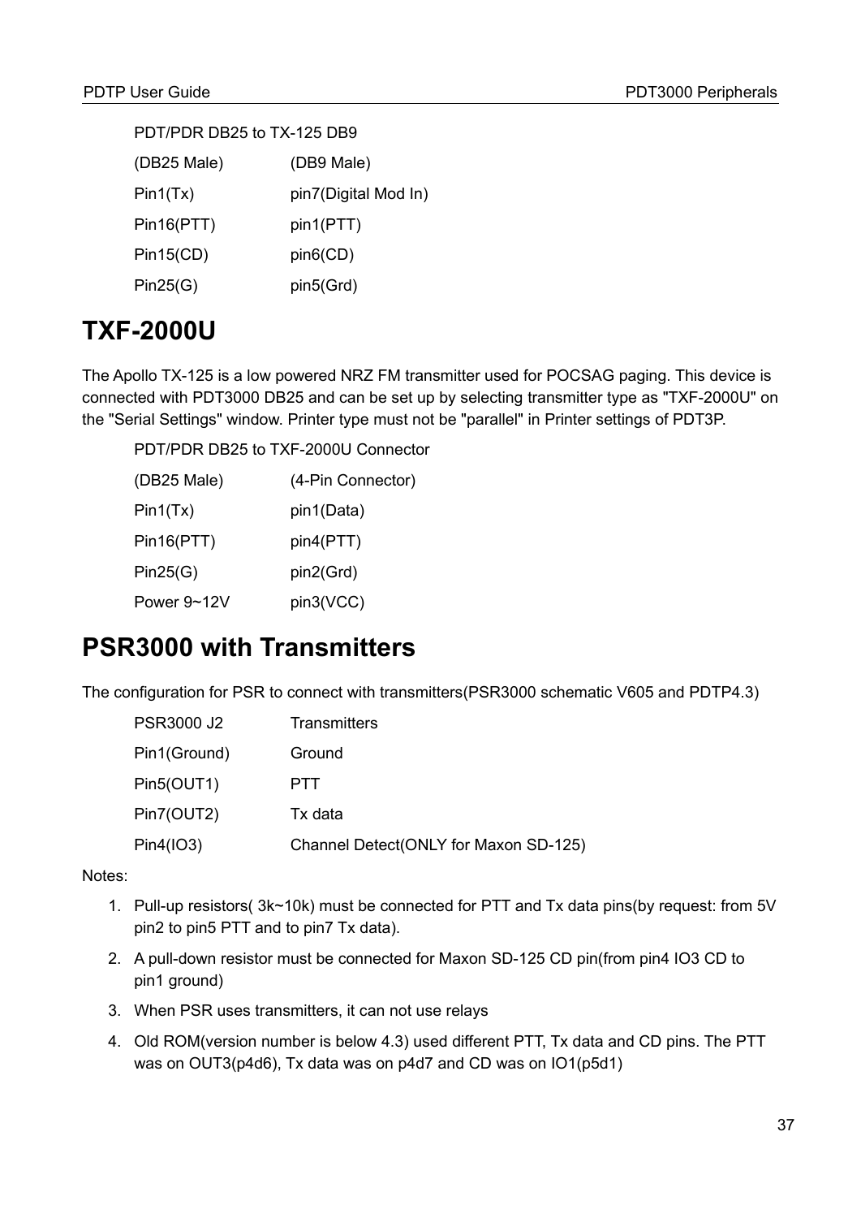PDT/PDR DB25 to TX-125 DB9

| (DB25 Male) | (DB9 Male) |
|---|---|
| Pin1(Tx) | pin7(Digital Mod In) |
| Pin16(PTT) | pin1(PTT) |
| Pin15(CD) | pin6(CD) |
| Pin25(G) | pin5(Grd) |

# TXF-2000U

The Apollo TX-125 is a low powered NRZ FM transmitter used for POCSAG paging. This device is connected with PDT3000 DB25 and can be set up by selecting transmitter type as "TXF-2000U" on the "Serial Settings" window. Printer type must not be "parallel" in Printer settings of PDT3P.

PDT/PDR DB25 to TXF-2000U Connector

| (DB25 Male) | (4-Pin Connector) |
|---|---|
| Pin1(Tx) | pin1(Data) |
| Pin16(PTT) | pin4(PTT) |
| Pin25(G) | pin2(Grd) |
| Power 9~12V | pin3(VCC) |

# PSR3000 with Transmitters

The configuration for PSR to connect with transmitters(PSR3000 schematic V605 and PDTP4.3)

| PSR3000 J2 | Transmitters |
|---|---|
| Pin1(Ground) | Ground |
| Pin5(OUT1) | PTT |
| Pin7(OUT2) | Tx data |
| Pin4(IO3) | Channel Detect(ONLY for Maxon SD-125) |

Notes:

1. Pull-up resistors( 3k~10k) must be connected for PTT and Tx data pins(by request: from 5V pin2 to pin5 PTT and to pin7 Tx data).
2. A pull-down resistor must be connected for Maxon SD-125 CD pin(from pin4 IO3 CD to pin1 ground)
3. When PSR uses transmitters, it can not use relays
4. Old ROM(version number is below 4.3) used different PTT, Tx data and CD pins. The PTT was on OUT3(p4d6), Tx data was on p4d7 and CD was on IO1(p5d1)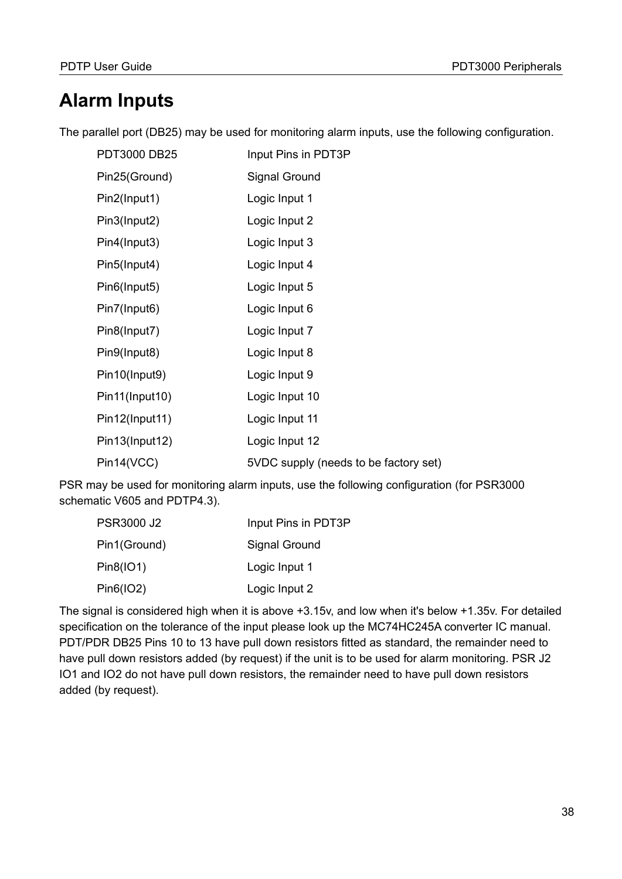# Alarm Inputs

The parallel port (DB25) may be used for monitoring alarm inputs, use the following configuration.

| PDT3000 DB25 | Input Pins in PDT3P |
|---|---|
| Pin25(Ground) | Signal Ground |
| Pin2(Input1) | Logic Input 1 |
| Pin3(Input2) | Logic Input 2 |
| Pin4(Input3) | Logic Input 3 |
| Pin5(Input4) | Logic Input 4 |
| Pin6(Input5) | Logic Input 5 |
| Pin7(Input6) | Logic Input 6 |
| Pin8(Input7) | Logic Input 7 |
| Pin9(Input8) | Logic Input 8 |
| Pin10(Input9) | Logic Input 9 |
| Pin11(Input10) | Logic Input 10 |
| Pin12(Input11) | Logic Input 11 |
| Pin13(Input12) | Logic Input 12 |
| Pin14(VCC) | 5VDC supply (needs to be factory set) |

PSR may be used for monitoring alarm inputs, use the following configuration (for PSR3000 schematic V605 and PDTP4.3).

| PSR3000 J2 | Input Pins in PDT3P |
|---|---|
| Pin1(Ground) | Signal Ground |
| Pin8(IO1) | Logic Input 1 |
| Pin6(IO2) | Logic Input 2 |

The signal is considered high when it is above +3.15v, and low when it's below +1.35v. For detailed specification on the tolerance of the input please look up the MC74HC245A converter IC manual. PDT/PDR DB25 Pins 10 to 13 have pull down resistors fitted as standard, the remainder need to have pull down resistors added (by request) if the unit is to be used for alarm monitoring. PSR J2 IO1 and IO2 do not have pull down resistors, the remainder need to have pull down resistors added (by request).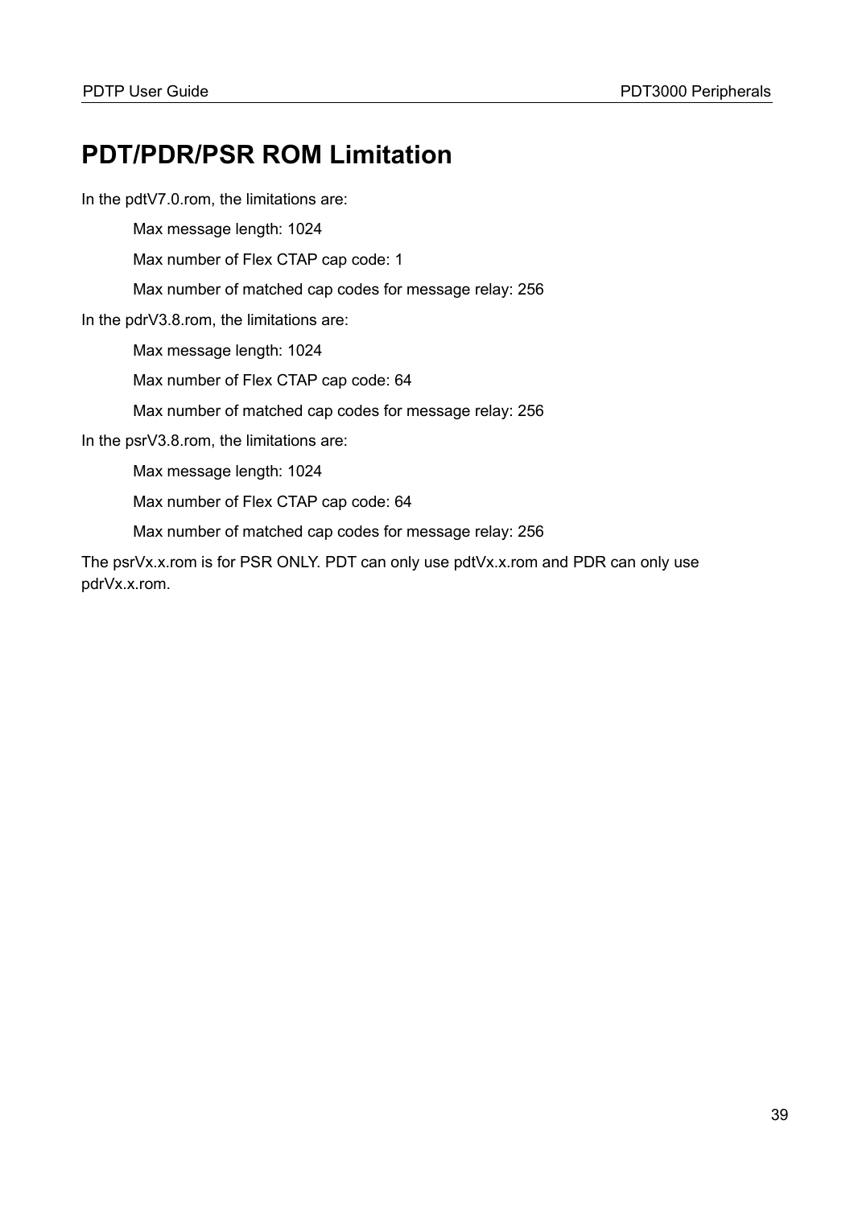# PDT/PDR/PSR ROM Limitation

In the pdtV7.0.rom, the limitations are:

Max message length: 1024

Max number of Flex CTAP cap code: 1

Max number of matched cap codes for message relay: 256

In the pdrV3.8.rom, the limitations are:

Max message length: 1024

Max number of Flex CTAP cap code: 64

Max number of matched cap codes for message relay: 256

In the psrV3.8.rom, the limitations are:

Max message length: 1024

Max number of Flex CTAP cap code: 64

Max number of matched cap codes for message relay: 256

The psrVx.x.rom is for PSR ONLY. PDT can only use pdtVx.x.rom and PDR can only use pdrVx.x.rom.